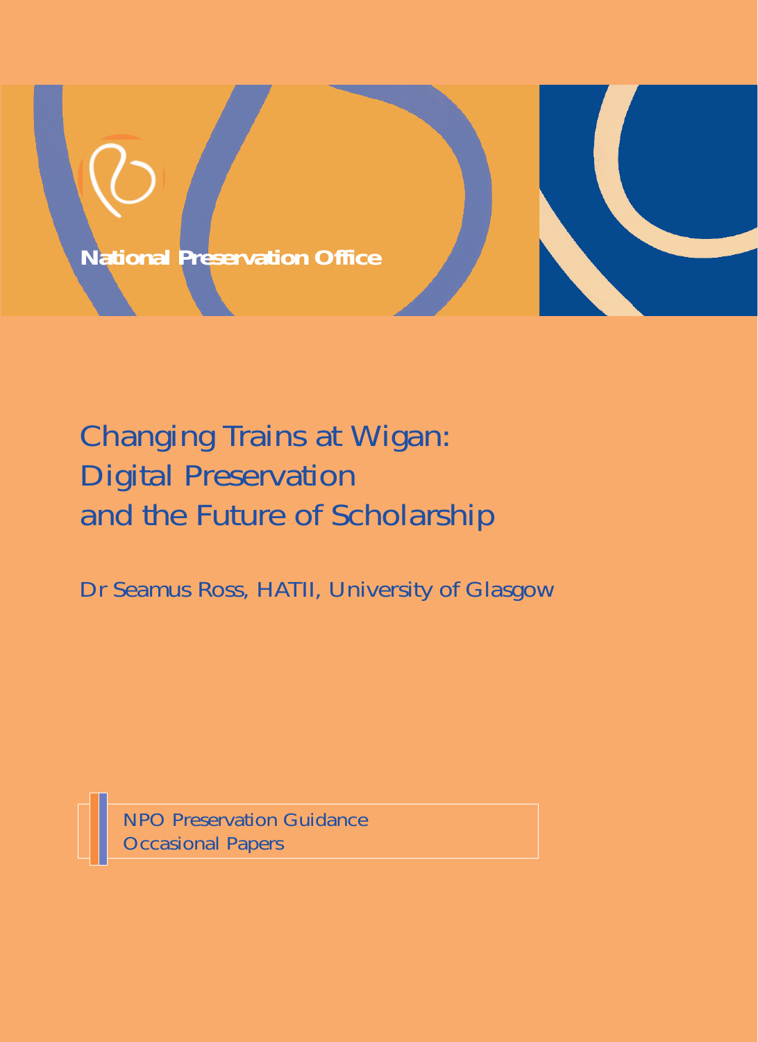National Preservation Office

# Changing Trains at Wigan: Digital Preservation and the Future of Scholarship

Dr Seamus Ross, HATII, University of Glasgow

NPO Preservation Guidance
Occasional Papers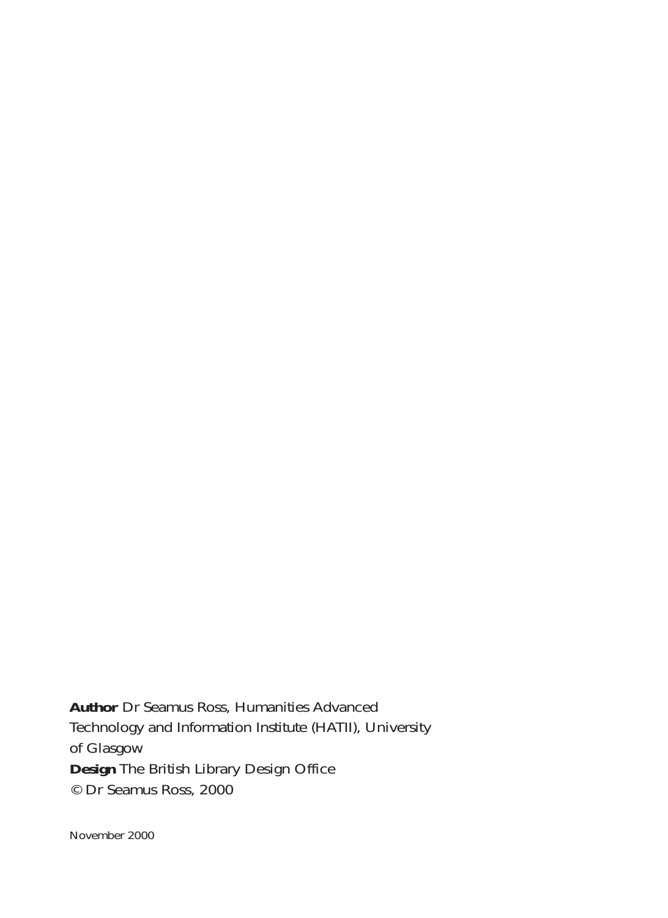**Author** Dr Seamus Ross, Humanities Advanced Technology and Information Institute (HATII), University of Glasgow
**Design** The British Library Design Office
© Dr Seamus Ross, 2000

November 2000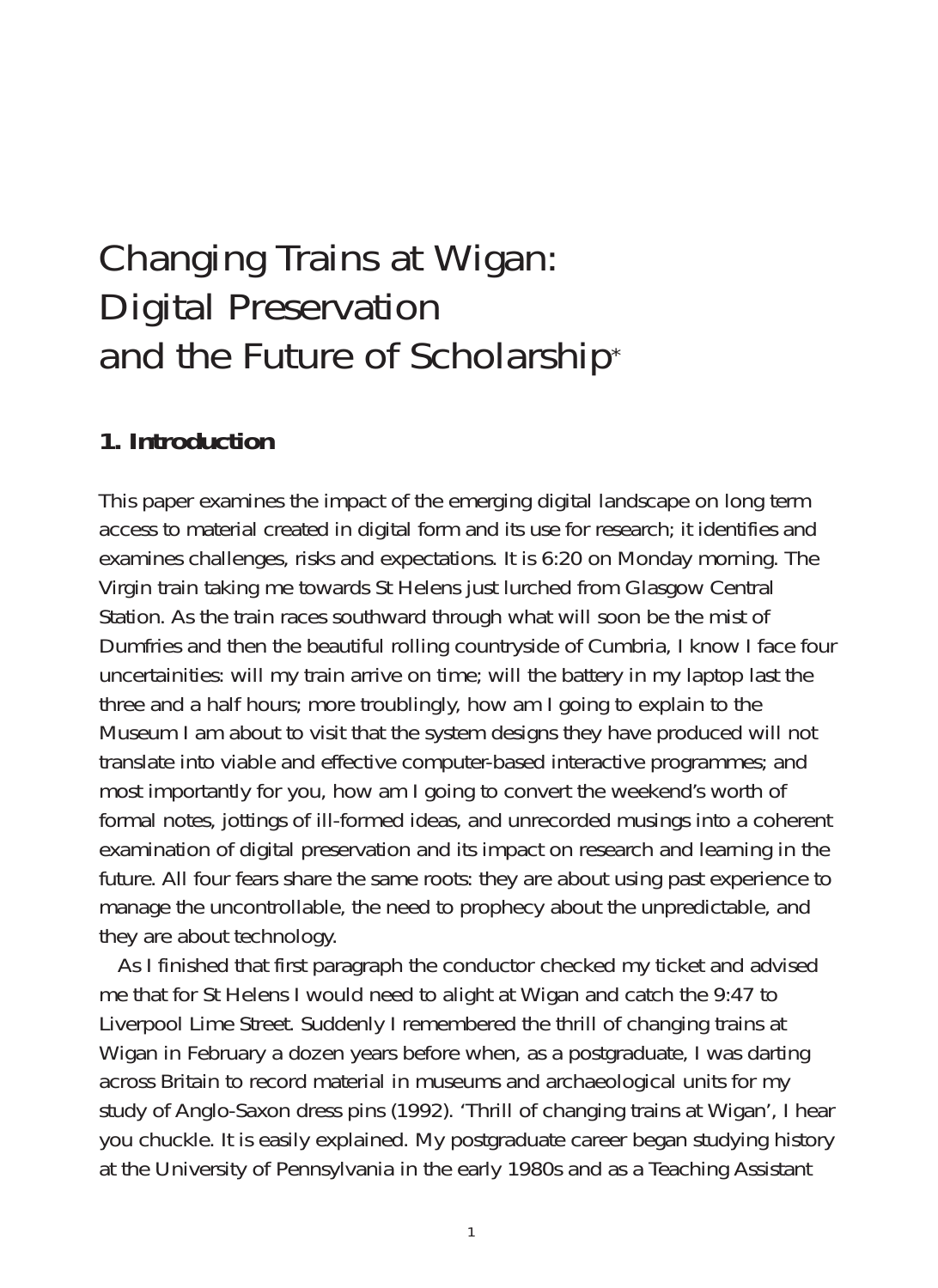# Changing Trains at Wigan: Digital Preservation and the Future of Scholarship*

## 1. Introduction

This paper examines the impact of the emerging digital landscape on long term access to material created in digital form and its use for research; it identifies and examines challenges, risks and expectations. It is 6:20 on Monday morning. The Virgin train taking me towards St Helens just lurched from Glasgow Central Station. As the train races southward through what will soon be the mist of Dumfries and then the beautiful rolling countryside of Cumbria, I know I face four uncertainities: will my train arrive on time; will the battery in my laptop last the three and a half hours; more troublingly, how am I going to explain to the Museum I am about to visit that the system designs they have produced will not translate into viable and effective computer-based interactive programmes; and most importantly for you, how am I going to convert the weekend's worth of formal notes, jottings of ill-formed ideas, and unrecorded musings into a coherent examination of digital preservation and its impact on research and learning in the future. All four fears share the same roots: they are about using past experience to manage the uncontrollable, the need to prophecy about the unpredictable, and they are about technology.

As I finished that first paragraph the conductor checked my ticket and advised me that for St Helens I would need to alight at Wigan and catch the 9:47 to Liverpool Lime Street. Suddenly I remembered the thrill of changing trains at Wigan in February a dozen years before when, as a postgraduate, I was darting across Britain to record material in museums and archaeological units for my study of Anglo-Saxon dress pins (1992). 'Thrill of changing trains at Wigan', I hear you chuckle. It is easily explained. My postgraduate career began studying history at the University of Pennsylvania in the early 1980s and as a Teaching Assistant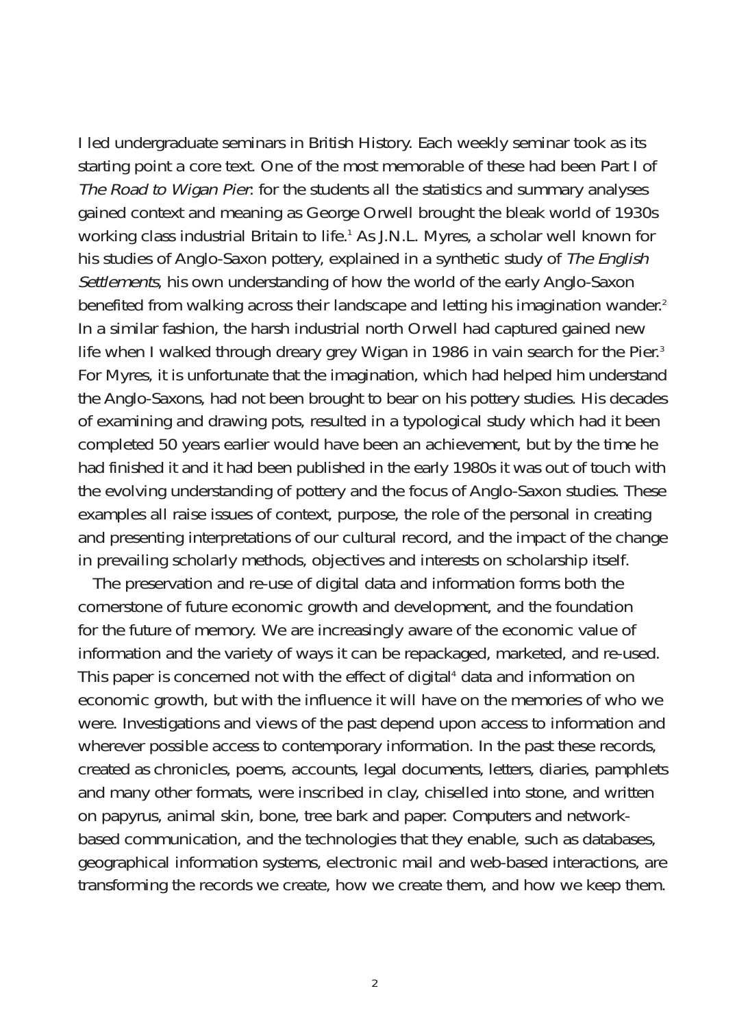I led undergraduate seminars in British History. Each weekly seminar took as its starting point a core text. One of the most memorable of these had been Part I of *The Road to Wigan Pier*: for the students all the statistics and summary analyses gained context and meaning as George Orwell brought the bleak world of 1930s working class industrial Britain to life.[1] As J.N.L. Myres, a scholar well known for his studies of Anglo-Saxon pottery, explained in a synthetic study of *The English Settlements*, his own understanding of how the world of the early Anglo-Saxon benefited from walking across their landscape and letting his imagination wander.[2] In a similar fashion, the harsh industrial north Orwell had captured gained new life when I walked through dreary grey Wigan in 1986 in vain search for the Pier.[3] For Myres, it is unfortunate that the imagination, which had helped him understand the Anglo-Saxons, had not been brought to bear on his pottery studies. His decades of examining and drawing pots, resulted in a typological study which had it been completed 50 years earlier would have been an achievement, but by the time he had finished it and it had been published in the early 1980s it was out of touch with the evolving understanding of pottery and the focus of Anglo-Saxon studies. These examples all raise issues of context, purpose, the role of the personal in creating and presenting interpretations of our cultural record, and the impact of the change in prevailing scholarly methods, objectives and interests on scholarship itself.

The preservation and re-use of digital data and information forms both the cornerstone of future economic growth and development, and the foundation for the future of memory. We are increasingly aware of the economic value of information and the variety of ways it can be repackaged, marketed, and re-used. This paper is concerned not with the effect of digital[4] data and information on economic growth, but with the influence it will have on the memories of who we were. Investigations and views of the past depend upon access to information and wherever possible access to contemporary information. In the past these records, created as chronicles, poems, accounts, legal documents, letters, diaries, pamphlets and many other formats, were inscribed in clay, chiselled into stone, and written on papyrus, animal skin, bone, tree bark and paper. Computers and network-based communication, and the technologies that they enable, such as databases, geographical information systems, electronic mail and web-based interactions, are transforming the records we create, how we create them, and how we keep them.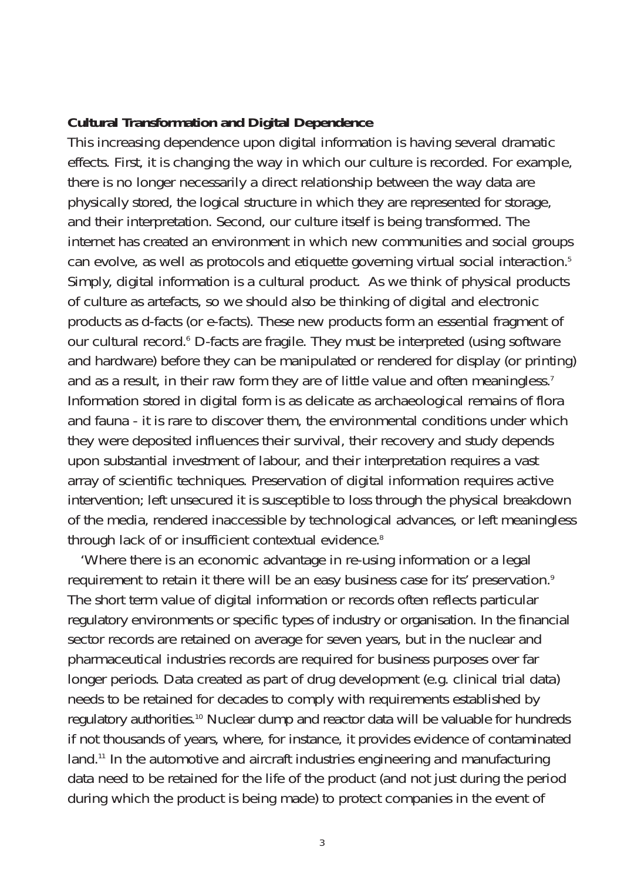**Cultural Transformation and Digital Dependence**

This increasing dependence upon digital information is having several dramatic effects. First, it is changing the way in which our culture is recorded. For example, there is no longer necessarily a direct relationship between the way data are physically stored, the logical structure in which they are represented for storage, and their interpretation. Second, our culture itself is being transformed. The internet has created an environment in which new communities and social groups can evolve, as well as protocols and etiquette governing virtual social interaction.[5] Simply, digital information is a cultural product. As we think of physical products of culture as artefacts, so we should also be thinking of digital and electronic products as d-facts (or e-facts). These new products form an essential fragment of our cultural record.[6] D-facts are fragile. They must be interpreted (using software and hardware) before they can be manipulated or rendered for display (or printing) and as a result, in their raw form they are of little value and often meaningless.[7] Information stored in digital form is as delicate as archaeological remains of flora and fauna - it is rare to discover them, the environmental conditions under which they were deposited influences their survival, their recovery and study depends upon substantial investment of labour, and their interpretation requires a vast array of scientific techniques. Preservation of digital information requires active intervention; left unsecured it is susceptible to loss through the physical breakdown of the media, rendered inaccessible by technological advances, or left meaningless through lack of or insufficient contextual evidence.[8]

'Where there is an economic advantage in re-using information or a legal requirement to retain it there will be an easy business case for its' preservation.[9] The short term value of digital information or records often reflects particular regulatory environments or specific types of industry or organisation. In the financial sector records are retained on average for seven years, but in the nuclear and pharmaceutical industries records are required for business purposes over far longer periods. Data created as part of drug development (e.g. clinical trial data) needs to be retained for decades to comply with requirements established by regulatory authorities.[10] Nuclear dump and reactor data will be valuable for hundreds if not thousands of years, where, for instance, it provides evidence of contaminated land.[11] In the automotive and aircraft industries engineering and manufacturing data need to be retained for the life of the product (and not just during the period during which the product is being made) to protect companies in the event of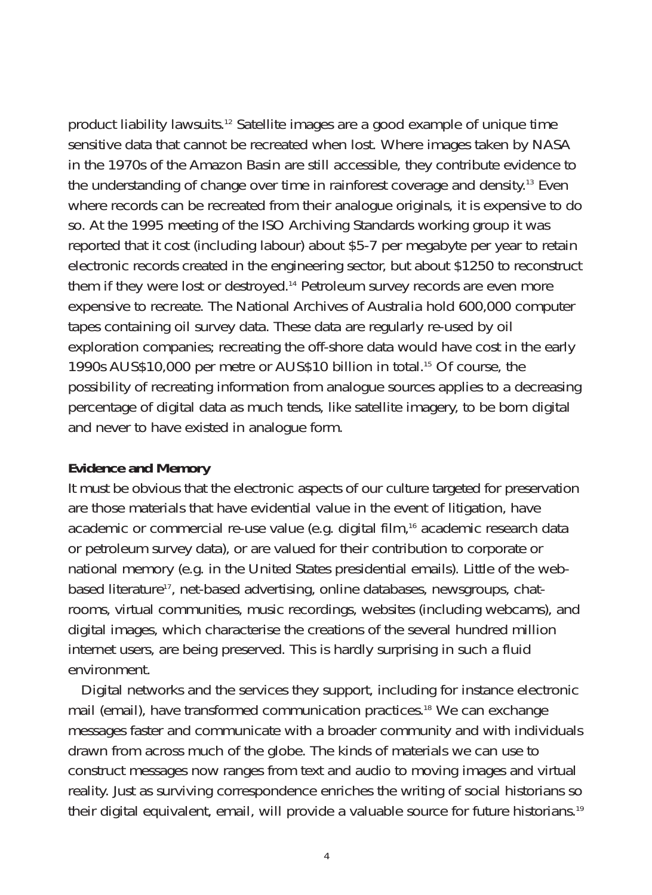product liability lawsuits.[12] Satellite images are a good example of unique time sensitive data that cannot be recreated when lost. Where images taken by NASA in the 1970s of the Amazon Basin are still accessible, they contribute evidence to the understanding of change over time in rainforest coverage and density.[13] Even where records can be recreated from their analogue originals, it is expensive to do so. At the 1995 meeting of the ISO Archiving Standards working group it was reported that it cost (including labour) about $5-7 per megabyte per year to retain electronic records created in the engineering sector, but about $1250 to reconstruct them if they were lost or destroyed.[14] Petroleum survey records are even more expensive to recreate. The National Archives of Australia hold 600,000 computer tapes containing oil survey data. These data are regularly re-used by oil exploration companies; recreating the off-shore data would have cost in the early 1990s AUS$10,000 per metre or AUS$10 billion in total.[15] Of course, the possibility of recreating information from analogue sources applies to a decreasing percentage of digital data as much tends, like satellite imagery, to be born digital and never to have existed in analogue form.

**Evidence and Memory**

It must be obvious that the electronic aspects of our culture targeted for preservation are those materials that have evidential value in the event of litigation, have academic or commercial re-use value (e.g. digital film,[16] academic research data or petroleum survey data), or are valued for their contribution to corporate or national memory (e.g. in the United States presidential emails). Little of the web-based literature[17], net-based advertising, online databases, newsgroups, chat-rooms, virtual communities, music recordings, websites (including webcams), and digital images, which characterise the creations of the several hundred million internet users, are being preserved. This is hardly surprising in such a fluid environment.

Digital networks and the services they support, including for instance electronic mail (email), have transformed communication practices.[18] We can exchange messages faster and communicate with a broader community and with individuals drawn from across much of the globe. The kinds of materials we can use to construct messages now ranges from text and audio to moving images and virtual reality. Just as surviving correspondence enriches the writing of social historians so their digital equivalent, email, will provide a valuable source for future historians.[19]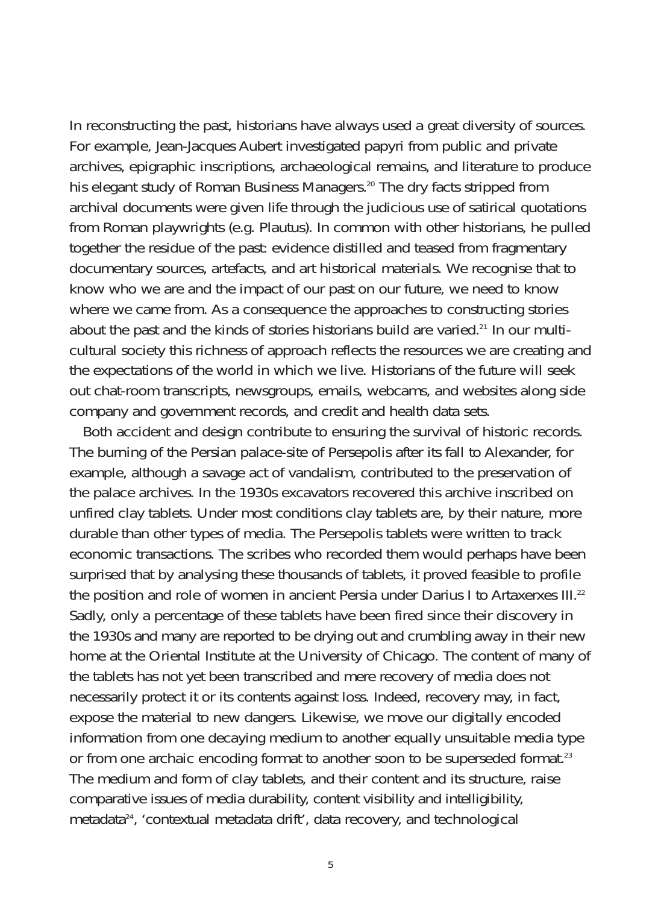In reconstructing the past, historians have always used a great diversity of sources. For example, Jean-Jacques Aubert investigated papyri from public and private archives, epigraphic inscriptions, archaeological remains, and literature to produce his elegant study of Roman Business Managers.[20] The dry facts stripped from archival documents were given life through the judicious use of satirical quotations from Roman playwrights (e.g. Plautus). In common with other historians, he pulled together the residue of the past: evidence distilled and teased from fragmentary documentary sources, artefacts, and art historical materials. We recognise that to know who we are and the impact of our past on our future, we need to know where we came from. As a consequence the approaches to constructing stories about the past and the kinds of stories historians build are varied.[21] In our multi-cultural society this richness of approach reflects the resources we are creating and the expectations of the world in which we live. Historians of the future will seek out chat-room transcripts, newsgroups, emails, webcams, and websites along side company and government records, and credit and health data sets.

Both accident and design contribute to ensuring the survival of historic records. The burning of the Persian palace-site of Persepolis after its fall to Alexander, for example, although a savage act of vandalism, contributed to the preservation of the palace archives. In the 1930s excavators recovered this archive inscribed on unfired clay tablets. Under most conditions clay tablets are, by their nature, more durable than other types of media. The Persepolis tablets were written to track economic transactions. The scribes who recorded them would perhaps have been surprised that by analysing these thousands of tablets, it proved feasible to profile the position and role of women in ancient Persia under Darius I to Artaxerxes III.[22] Sadly, only a percentage of these tablets have been fired since their discovery in the 1930s and many are reported to be drying out and crumbling away in their new home at the Oriental Institute at the University of Chicago. The content of many of the tablets has not yet been transcribed and mere recovery of media does not necessarily protect it or its contents against loss. Indeed, recovery may, in fact, expose the material to new dangers. Likewise, we move our digitally encoded information from one decaying medium to another equally unsuitable media type or from one archaic encoding format to another soon to be superseded format.[23] The medium and form of clay tablets, and their content and its structure, raise comparative issues of media durability, content visibility and intelligibility, metadata[24], 'contextual metadata drift', data recovery, and technological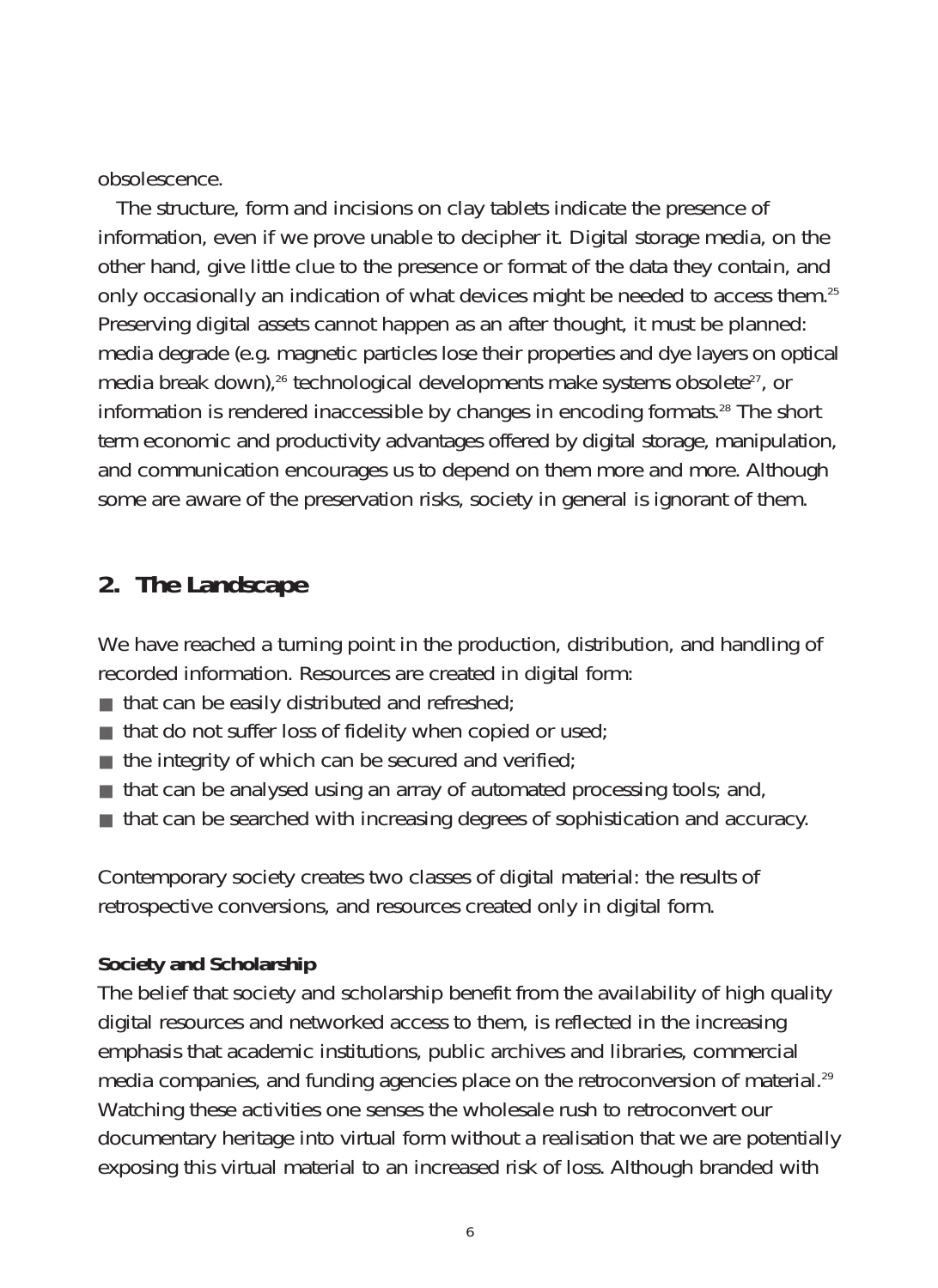obsolescence.

The structure, form and incisions on clay tablets indicate the presence of information, even if we prove unable to decipher it. Digital storage media, on the other hand, give little clue to the presence or format of the data they contain, and only occasionally an indication of what devices might be needed to access them.[25] Preserving digital assets cannot happen as an after thought, it must be planned: media degrade (e.g. magnetic particles lose their properties and dye layers on optical media break down),[26] technological developments make systems obsolete[27], or information is rendered inaccessible by changes in encoding formats.[28] The short term economic and productivity advantages offered by digital storage, manipulation, and communication encourages us to depend on them more and more. Although some are aware of the preservation risks, society in general is ignorant of them.

## 2. The Landscape

We have reached a turning point in the production, distribution, and handling of recorded information. Resources are created in digital form:

- that can be easily distributed and refreshed;
- that do not suffer loss of fidelity when copied or used;
- the integrity of which can be secured and verified;
- that can be analysed using an array of automated processing tools; and,
- that can be searched with increasing degrees of sophistication and accuracy.

Contemporary society creates two classes of digital material: the results of retrospective conversions, and resources created only in digital form.

**Society and Scholarship**

The belief that society and scholarship benefit from the availability of high quality digital resources and networked access to them, is reflected in the increasing emphasis that academic institutions, public archives and libraries, commercial media companies, and funding agencies place on the retroconversion of material.[29] Watching these activities one senses the wholesale rush to retroconvert our documentary heritage into virtual form without a realisation that we are potentially exposing this virtual material to an increased risk of loss. Although branded with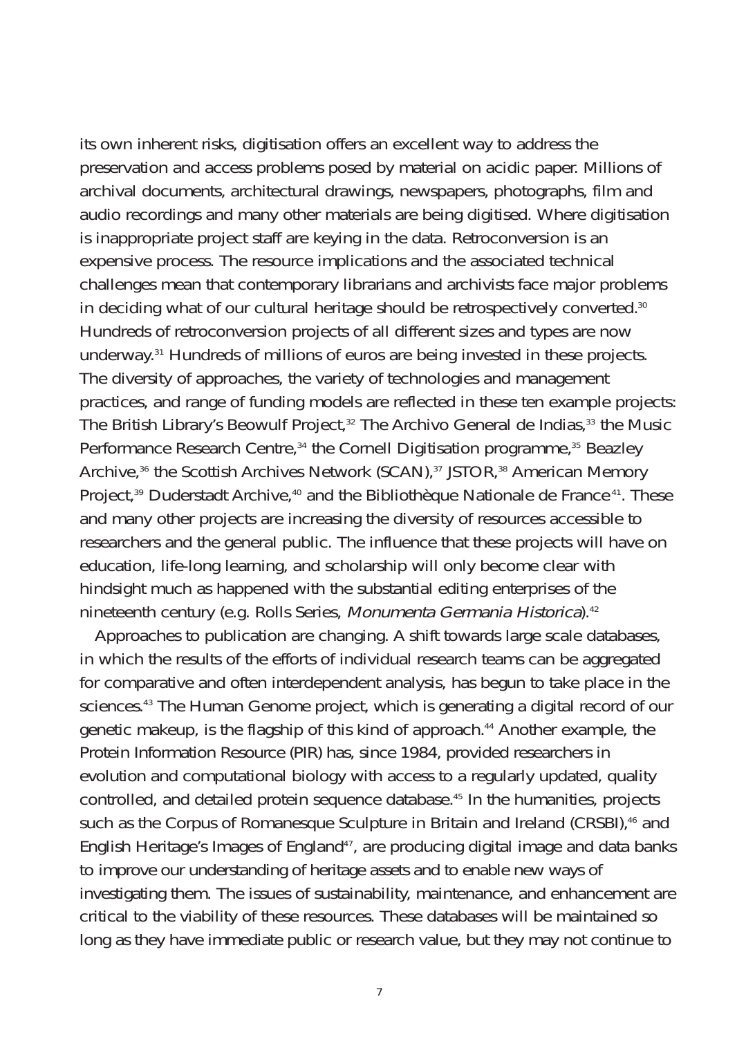its own inherent risks, digitisation offers an excellent way to address the preservation and access problems posed by material on acidic paper. Millions of archival documents, architectural drawings, newspapers, photographs, film and audio recordings and many other materials are being digitised. Where digitisation is inappropriate project staff are keying in the data. Retroconversion is an expensive process. The resource implications and the associated technical challenges mean that contemporary librarians and archivists face major problems in deciding what of our cultural heritage should be retrospectively converted.[30] Hundreds of retroconversion projects of all different sizes and types are now underway.[31] Hundreds of millions of euros are being invested in these projects. The diversity of approaches, the variety of technologies and management practices, and range of funding models are reflected in these ten example projects: The British Library's Beowulf Project,[32] The Archivo General de Indias,[33] the Music Performance Research Centre,[34] the Cornell Digitisation programme,[35] Beazley Archive,[36] the Scottish Archives Network (SCAN),[37] JSTOR,[38] American Memory Project,[39] Duderstadt Archive,[40] and the Bibliothèque Nationale de France[41]. These and many other projects are increasing the diversity of resources accessible to researchers and the general public. The influence that these projects will have on education, life-long learning, and scholarship will only become clear with hindsight much as happened with the substantial editing enterprises of the nineteenth century (e.g. Rolls Series, *Monumenta Germania Historica*).[42]

Approaches to publication are changing. A shift towards large scale databases, in which the results of the efforts of individual research teams can be aggregated for comparative and often interdependent analysis, has begun to take place in the sciences.[43] The Human Genome project, which is generating a digital record of our genetic makeup, is the flagship of this kind of approach.[44] Another example, the Protein Information Resource (PIR) has, since 1984, provided researchers in evolution and computational biology with access to a regularly updated, quality controlled, and detailed protein sequence database.[45] In the humanities, projects such as the Corpus of Romanesque Sculpture in Britain and Ireland (CRSBI),[46] and English Heritage's Images of England[47], are producing digital image and data banks to improve our understanding of heritage assets and to enable new ways of investigating them. The issues of sustainability, maintenance, and enhancement are critical to the viability of these resources. These databases will be maintained so long as they have immediate public or research value, but they may not continue to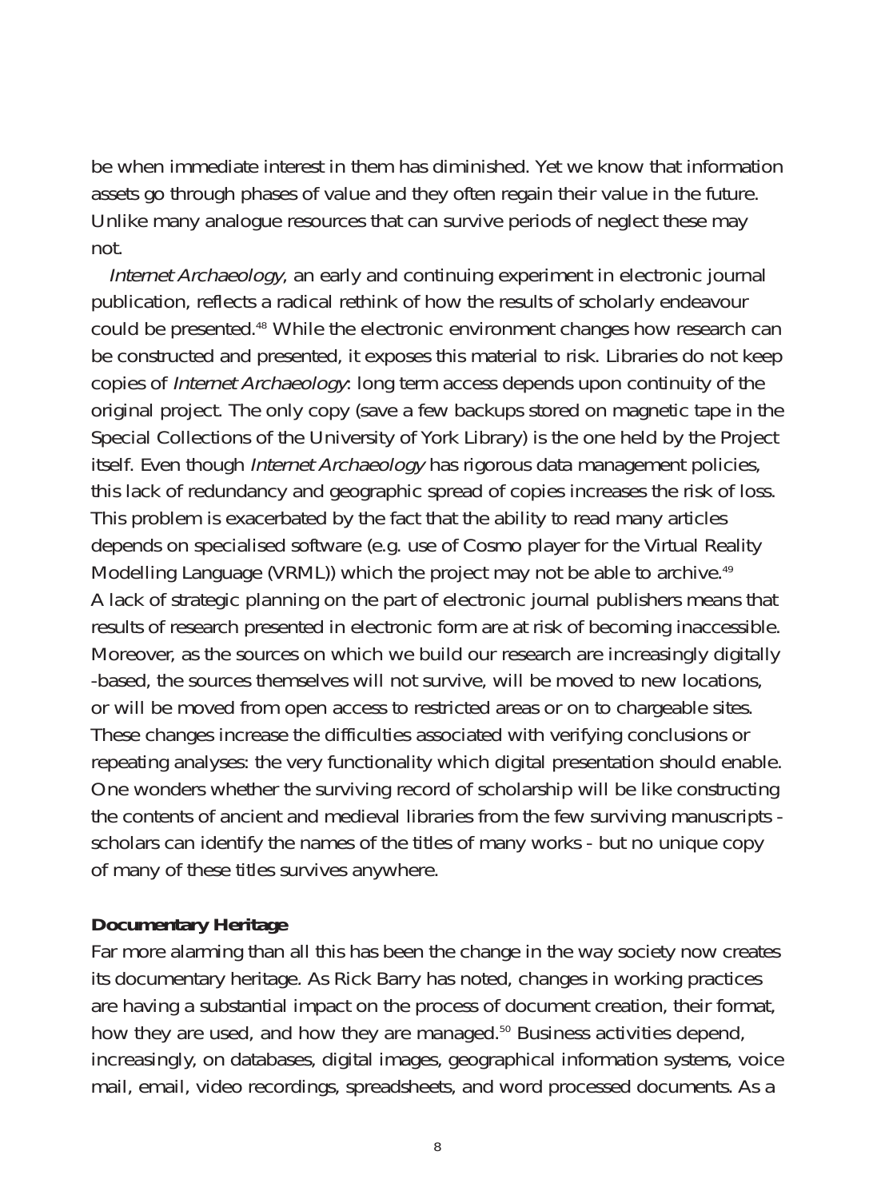be when immediate interest in them has diminished. Yet we know that information assets go through phases of value and they often regain their value in the future. Unlike many analogue resources that can survive periods of neglect these may not.

*Internet Archaeology*, an early and continuing experiment in electronic journal publication, reflects a radical rethink of how the results of scholarly endeavour could be presented.[48] While the electronic environment changes how research can be constructed and presented, it exposes this material to risk. Libraries do not keep copies of *Internet Archaeology*: long term access depends upon continuity of the original project. The only copy (save a few backups stored on magnetic tape in the Special Collections of the University of York Library) is the one held by the Project itself. Even though *Internet Archaeology* has rigorous data management policies, this lack of redundancy and geographic spread of copies increases the risk of loss. This problem is exacerbated by the fact that the ability to read many articles depends on specialised software (e.g. use of Cosmo player for the Virtual Reality Modelling Language (VRML)) which the project may not be able to archive.[49] A lack of strategic planning on the part of electronic journal publishers means that results of research presented in electronic form are at risk of becoming inaccessible. Moreover, as the sources on which we build our research are increasingly digitally -based, the sources themselves will not survive, will be moved to new locations, or will be moved from open access to restricted areas or on to chargeable sites. These changes increase the difficulties associated with verifying conclusions or repeating analyses: the very functionality which digital presentation should enable. One wonders whether the surviving record of scholarship will be like constructing the contents of ancient and medieval libraries from the few surviving manuscripts - scholars can identify the names of the titles of many works - but no unique copy of many of these titles survives anywhere.

**Documentary Heritage**

Far more alarming than all this has been the change in the way society now creates its documentary heritage. As Rick Barry has noted, changes in working practices are having a substantial impact on the process of document creation, their format, how they are used, and how they are managed.[50] Business activities depend, increasingly, on databases, digital images, geographical information systems, voice mail, email, video recordings, spreadsheets, and word processed documents. As a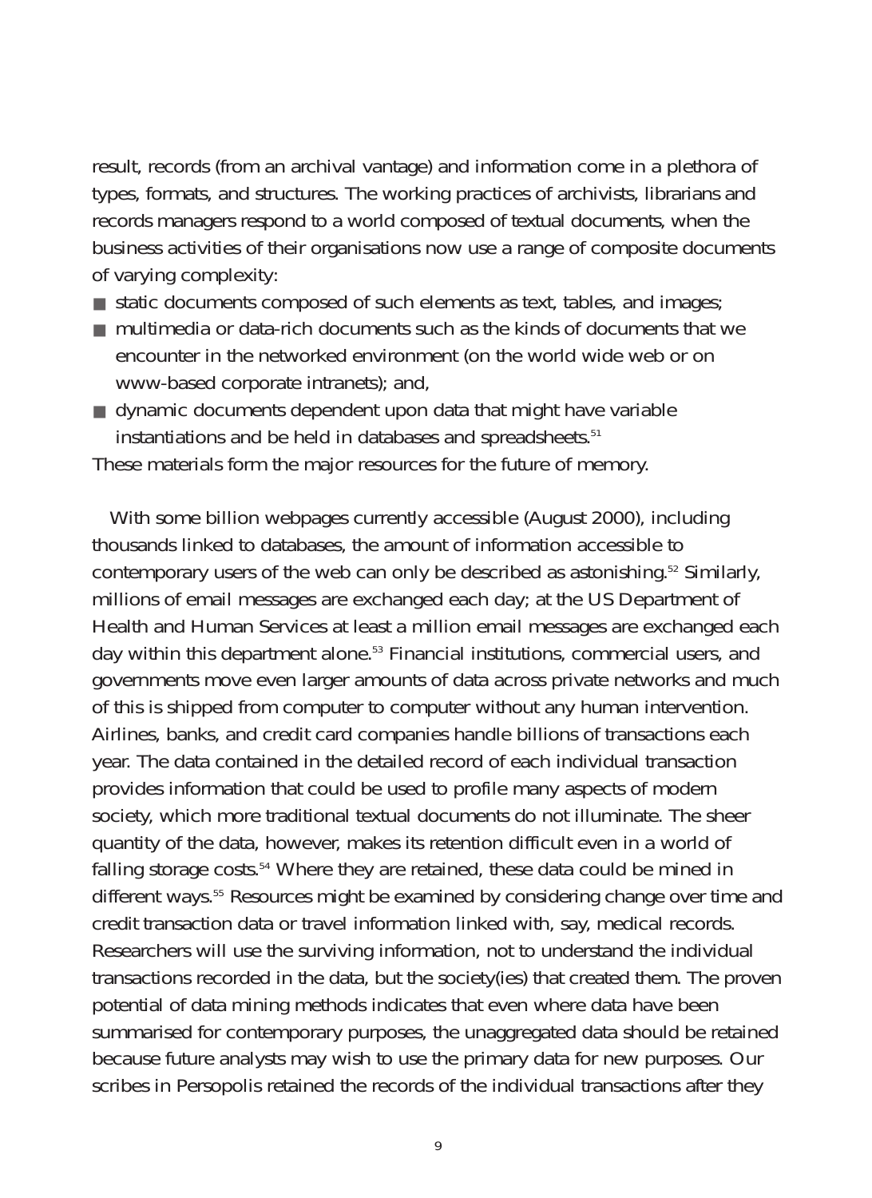result, records (from an archival vantage) and information come in a plethora of types, formats, and structures. The working practices of archivists, librarians and records managers respond to a world composed of textual documents, when the business activities of their organisations now use a range of composite documents of varying complexity:

- static documents composed of such elements as text, tables, and images;
- multimedia or data-rich documents such as the kinds of documents that we encounter in the networked environment (on the world wide web or on www-based corporate intranets); and,
- dynamic documents dependent upon data that might have variable instantiations and be held in databases and spreadsheets.[51]

These materials form the major resources for the future of memory.

With some billion webpages currently accessible (August 2000), including thousands linked to databases, the amount of information accessible to contemporary users of the web can only be described as astonishing.[52] Similarly, millions of email messages are exchanged each day; at the US Department of Health and Human Services at least a million email messages are exchanged each day within this department alone.[53] Financial institutions, commercial users, and governments move even larger amounts of data across private networks and much of this is shipped from computer to computer without any human intervention. Airlines, banks, and credit card companies handle billions of transactions each year. The data contained in the detailed record of each individual transaction provides information that could be used to profile many aspects of modern society, which more traditional textual documents do not illuminate. The sheer quantity of the data, however, makes its retention difficult even in a world of falling storage costs.[54] Where they are retained, these data could be mined in different ways.[55] Resources might be examined by considering change over time and credit transaction data or travel information linked with, say, medical records. Researchers will use the surviving information, not to understand the individual transactions recorded in the data, but the society(ies) that created them. The proven potential of data mining methods indicates that even where data have been summarised for contemporary purposes, the unaggregated data should be retained because future analysts may wish to use the primary data for new purposes. Our scribes in Persopolis retained the records of the individual transactions after they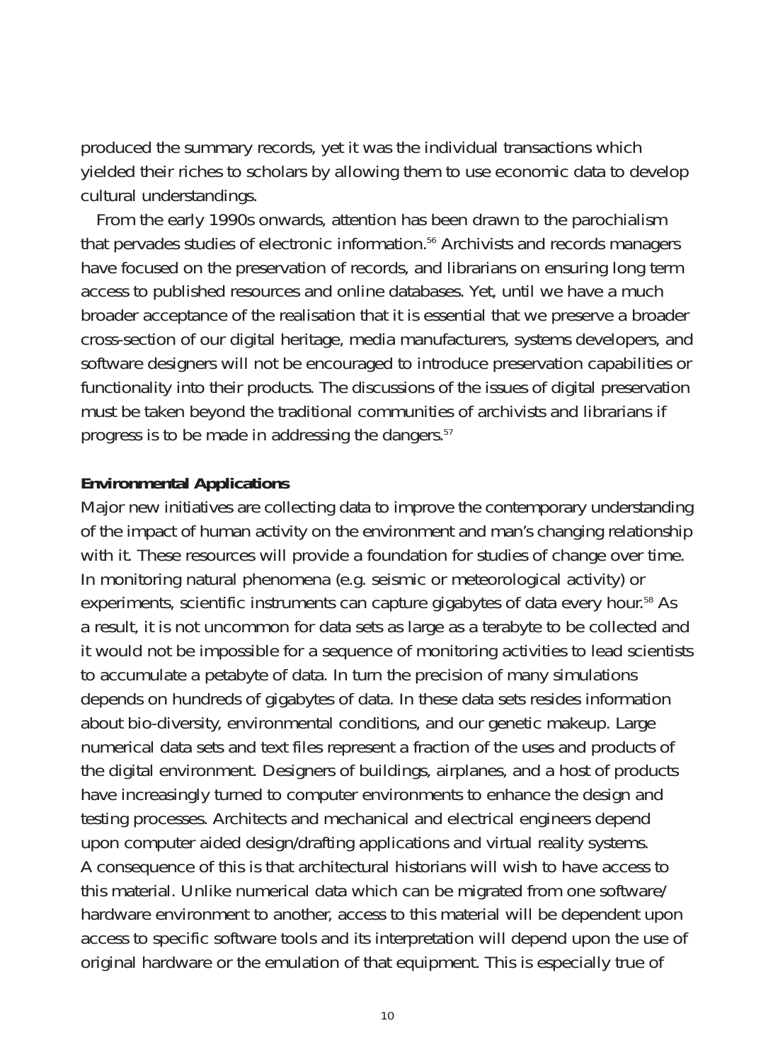produced the summary records, yet it was the individual transactions which yielded their riches to scholars by allowing them to use economic data to develop cultural understandings.

From the early 1990s onwards, attention has been drawn to the parochialism that pervades studies of electronic information.[56] Archivists and records managers have focused on the preservation of records, and librarians on ensuring long term access to published resources and online databases. Yet, until we have a much broader acceptance of the realisation that it is essential that we preserve a broader cross-section of our digital heritage, media manufacturers, systems developers, and software designers will not be encouraged to introduce preservation capabilities or functionality into their products. The discussions of the issues of digital preservation must be taken beyond the traditional communities of archivists and librarians if progress is to be made in addressing the dangers.[57]

**Environmental Applications**

Major new initiatives are collecting data to improve the contemporary understanding of the impact of human activity on the environment and man's changing relationship with it. These resources will provide a foundation for studies of change over time. In monitoring natural phenomena (e.g. seismic or meteorological activity) or experiments, scientific instruments can capture gigabytes of data every hour.[58] As a result, it is not uncommon for data sets as large as a terabyte to be collected and it would not be impossible for a sequence of monitoring activities to lead scientists to accumulate a petabyte of data. In turn the precision of many simulations depends on hundreds of gigabytes of data. In these data sets resides information about bio-diversity, environmental conditions, and our genetic makeup. Large numerical data sets and text files represent a fraction of the uses and products of the digital environment. Designers of buildings, airplanes, and a host of products have increasingly turned to computer environments to enhance the design and testing processes. Architects and mechanical and electrical engineers depend upon computer aided design/drafting applications and virtual reality systems. A consequence of this is that architectural historians will wish to have access to this material. Unlike numerical data which can be migrated from one software/hardware environment to another, access to this material will be dependent upon access to specific software tools and its interpretation will depend upon the use of original hardware or the emulation of that equipment. This is especially true of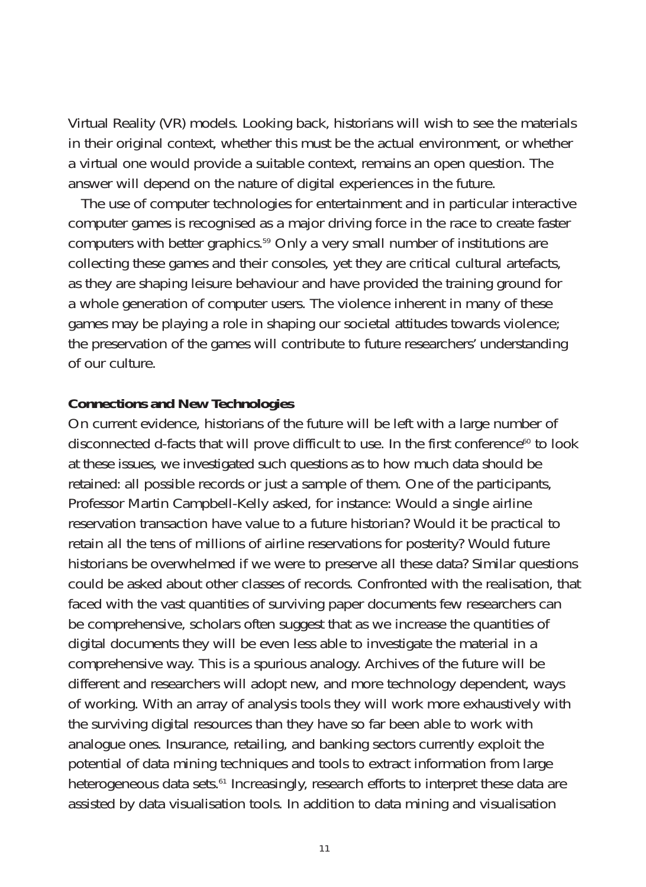Virtual Reality (VR) models. Looking back, historians will wish to see the materials in their original context, whether this must be the actual environment, or whether a virtual one would provide a suitable context, remains an open question. The answer will depend on the nature of digital experiences in the future.

The use of computer technologies for entertainment and in particular interactive computer games is recognised as a major driving force in the race to create faster computers with better graphics.[59] Only a very small number of institutions are collecting these games and their consoles, yet they are critical cultural artefacts, as they are shaping leisure behaviour and have provided the training ground for a whole generation of computer users. The violence inherent in many of these games may be playing a role in shaping our societal attitudes towards violence; the preservation of the games will contribute to future researchers' understanding of our culture.

**Connections and New Technologies**

On current evidence, historians of the future will be left with a large number of disconnected d-facts that will prove difficult to use. In the first conference[60] to look at these issues, we investigated such questions as to how much data should be retained: all possible records or just a sample of them. One of the participants, Professor Martin Campbell-Kelly asked, for instance: Would a single airline reservation transaction have value to a future historian? Would it be practical to retain all the tens of millions of airline reservations for posterity? Would future historians be overwhelmed if we were to preserve all these data? Similar questions could be asked about other classes of records. Confronted with the realisation, that faced with the vast quantities of surviving paper documents few researchers can be comprehensive, scholars often suggest that as we increase the quantities of digital documents they will be even less able to investigate the material in a comprehensive way. This is a spurious analogy. Archives of the future will be different and researchers will adopt new, and more technology dependent, ways of working. With an array of analysis tools they will work more exhaustively with the surviving digital resources than they have so far been able to work with analogue ones. Insurance, retailing, and banking sectors currently exploit the potential of data mining techniques and tools to extract information from large heterogeneous data sets.[61] Increasingly, research efforts to interpret these data are assisted by data visualisation tools. In addition to data mining and visualisation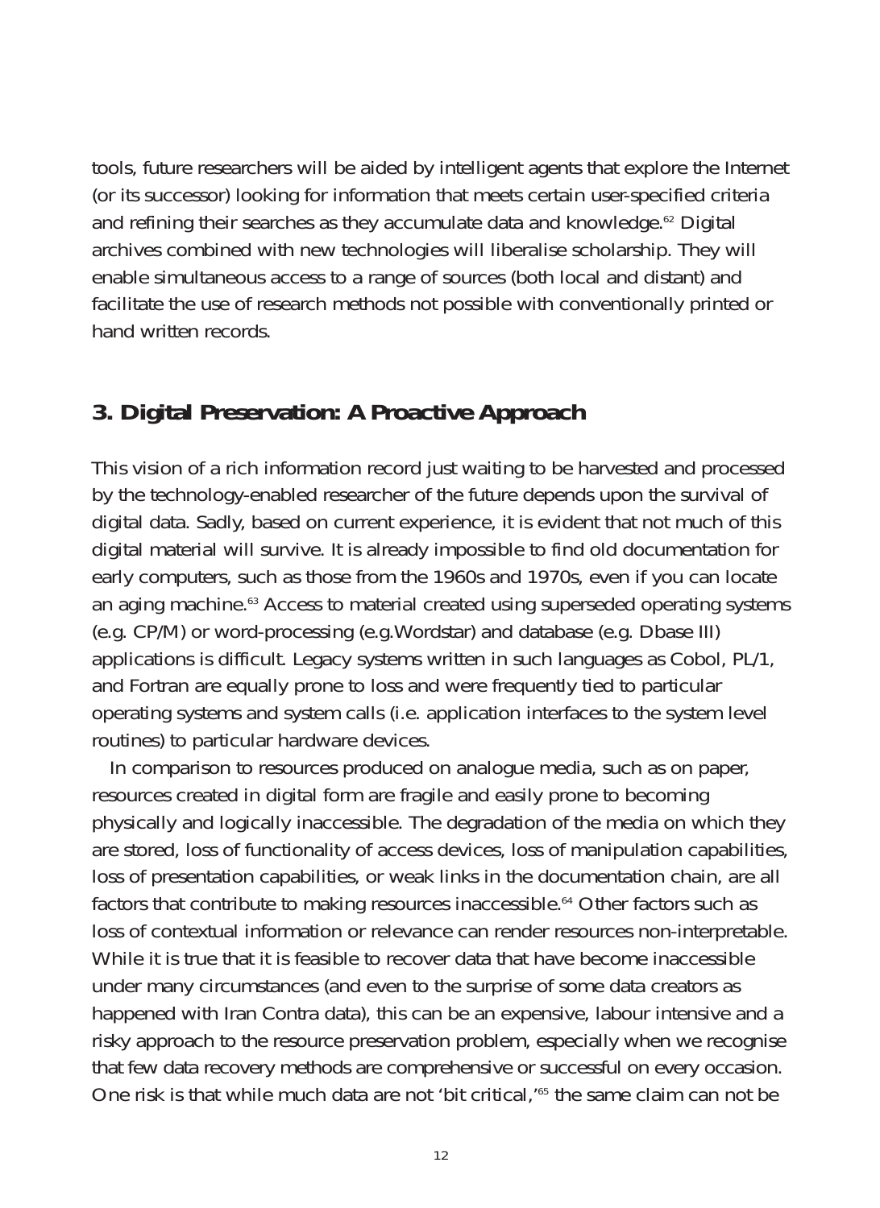tools, future researchers will be aided by intelligent agents that explore the Internet (or its successor) looking for information that meets certain user-specified criteria and refining their searches as they accumulate data and knowledge.[62] Digital archives combined with new technologies will liberalise scholarship. They will enable simultaneous access to a range of sources (both local and distant) and facilitate the use of research methods not possible with conventionally printed or hand written records.

## 3. Digital Preservation: A Proactive Approach

This vision of a rich information record just waiting to be harvested and processed by the technology-enabled researcher of the future depends upon the survival of digital data. Sadly, based on current experience, it is evident that not much of this digital material will survive. It is already impossible to find old documentation for early computers, such as those from the 1960s and 1970s, even if you can locate an aging machine.[63] Access to material created using superseded operating systems (e.g. CP/M) or word-processing (e.g.Wordstar) and database (e.g. Dbase III) applications is difficult. Legacy systems written in such languages as Cobol, PL/1, and Fortran are equally prone to loss and were frequently tied to particular operating systems and system calls (i.e. application interfaces to the system level routines) to particular hardware devices.

In comparison to resources produced on analogue media, such as on paper, resources created in digital form are fragile and easily prone to becoming physically and logically inaccessible. The degradation of the media on which they are stored, loss of functionality of access devices, loss of manipulation capabilities, loss of presentation capabilities, or weak links in the documentation chain, are all factors that contribute to making resources inaccessible.[64] Other factors such as loss of contextual information or relevance can render resources non-interpretable. While it is true that it is feasible to recover data that have become inaccessible under many circumstances (and even to the surprise of some data creators as happened with Iran Contra data), this can be an expensive, labour intensive and a risky approach to the resource preservation problem, especially when we recognise that few data recovery methods are comprehensive or successful on every occasion. One risk is that while much data are not 'bit critical,'[65] the same claim can not be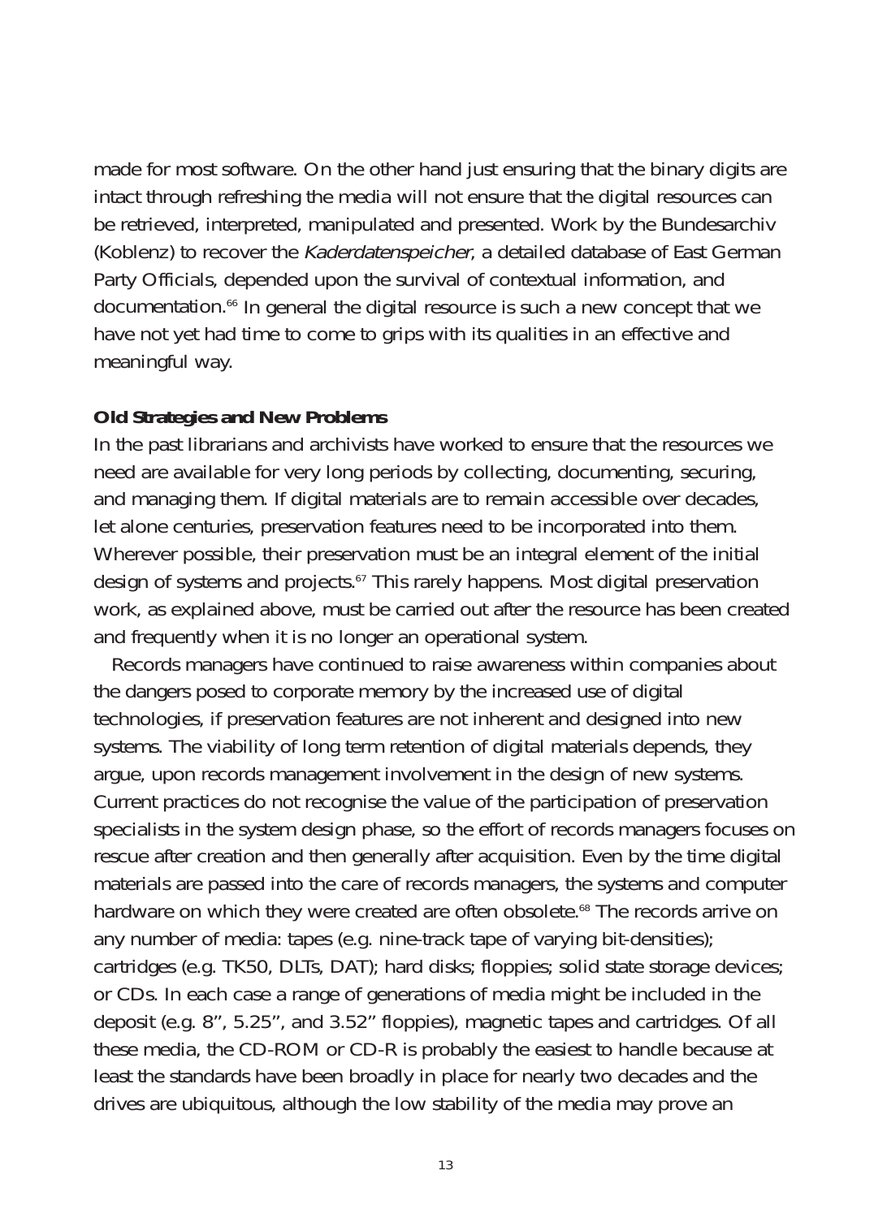made for most software. On the other hand just ensuring that the binary digits are intact through refreshing the media will not ensure that the digital resources can be retrieved, interpreted, manipulated and presented. Work by the Bundesarchiv (Koblenz) to recover the *Kaderdatenspeicher*, a detailed database of East German Party Officials, depended upon the survival of contextual information, and documentation.[66] In general the digital resource is such a new concept that we have not yet had time to come to grips with its qualities in an effective and meaningful way.

**Old Strategies and New Problems**

In the past librarians and archivists have worked to ensure that the resources we need are available for very long periods by collecting, documenting, securing, and managing them. If digital materials are to remain accessible over decades, let alone centuries, preservation features need to be incorporated into them. Wherever possible, their preservation must be an integral element of the initial design of systems and projects.[67] This rarely happens. Most digital preservation work, as explained above, must be carried out after the resource has been created and frequently when it is no longer an operational system.

Records managers have continued to raise awareness within companies about the dangers posed to corporate memory by the increased use of digital technologies, if preservation features are not inherent and designed into new systems. The viability of long term retention of digital materials depends, they argue, upon records management involvement in the design of new systems. Current practices do not recognise the value of the participation of preservation specialists in the system design phase, so the effort of records managers focuses on rescue after creation and then generally after acquisition. Even by the time digital materials are passed into the care of records managers, the systems and computer hardware on which they were created are often obsolete.[68] The records arrive on any number of media: tapes (e.g. nine-track tape of varying bit-densities); cartridges (e.g. TK50, DLTs, DAT); hard disks; floppies; solid state storage devices; or CDs. In each case a range of generations of media might be included in the deposit (e.g. 8", 5.25", and 3.52" floppies), magnetic tapes and cartridges. Of all these media, the CD-ROM or CD-R is probably the easiest to handle because at least the standards have been broadly in place for nearly two decades and the drives are ubiquitous, although the low stability of the media may prove an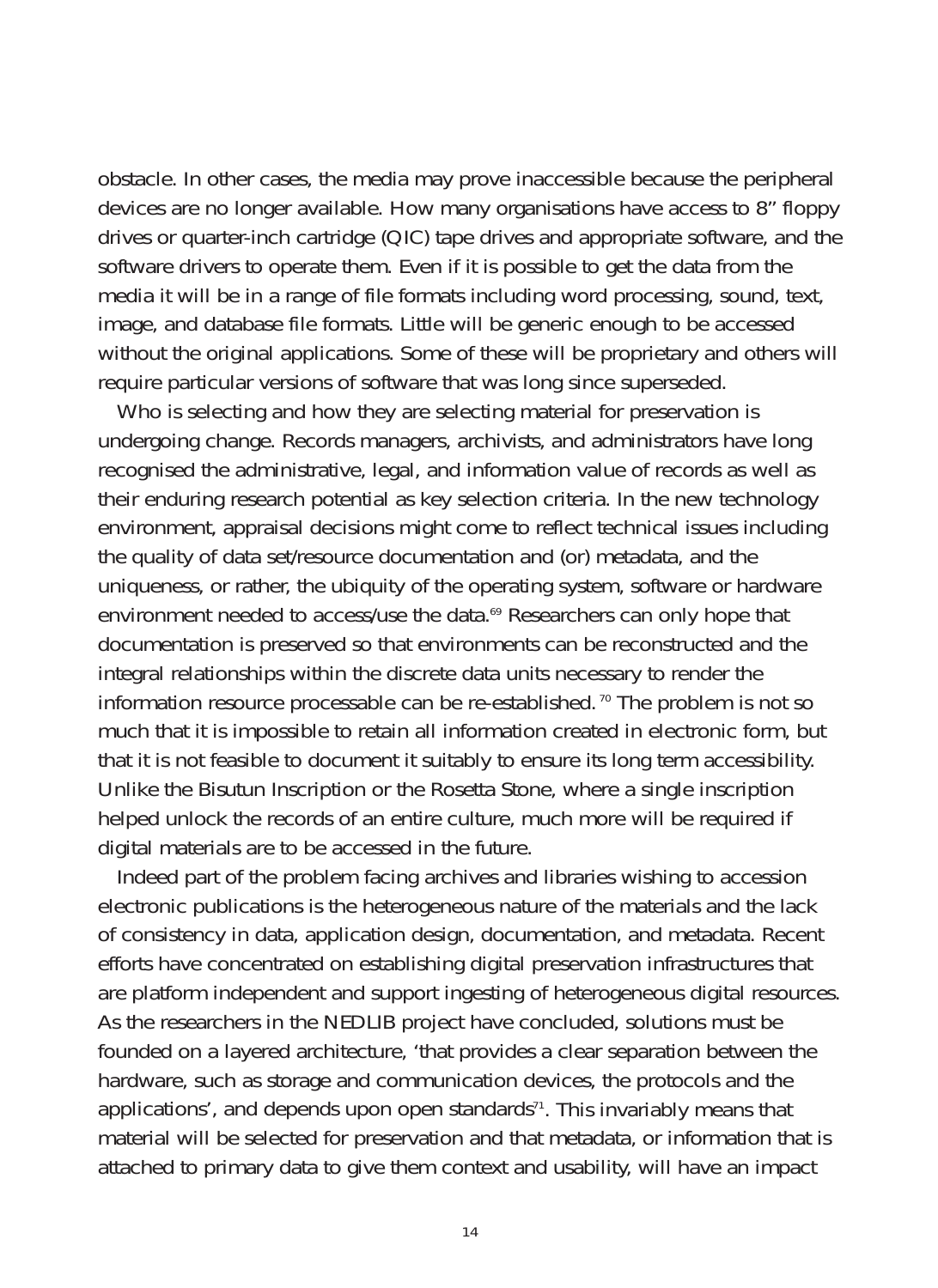obstacle. In other cases, the media may prove inaccessible because the peripheral devices are no longer available. How many organisations have access to 8" floppy drives or quarter-inch cartridge (QIC) tape drives and appropriate software, and the software drivers to operate them. Even if it is possible to get the data from the media it will be in a range of file formats including word processing, sound, text, image, and database file formats. Little will be generic enough to be accessed without the original applications. Some of these will be proprietary and others will require particular versions of software that was long since superseded.

Who is selecting and how they are selecting material for preservation is undergoing change. Records managers, archivists, and administrators have long recognised the administrative, legal, and information value of records as well as their enduring research potential as key selection criteria. In the new technology environment, appraisal decisions might come to reflect technical issues including the quality of data set/resource documentation and (or) metadata, and the uniqueness, or rather, the ubiquity of the operating system, software or hardware environment needed to access/use the data.[69] Researchers can only hope that documentation is preserved so that environments can be reconstructed and the integral relationships within the discrete data units necessary to render the information resource processable can be re-established.[70] The problem is not so much that it is impossible to retain all information created in electronic form, but that it is not feasible to document it suitably to ensure its long term accessibility. Unlike the Bisutun Inscription or the Rosetta Stone, where a single inscription helped unlock the records of an entire culture, much more will be required if digital materials are to be accessed in the future.

Indeed part of the problem facing archives and libraries wishing to accession electronic publications is the heterogeneous nature of the materials and the lack of consistency in data, application design, documentation, and metadata. Recent efforts have concentrated on establishing digital preservation infrastructures that are platform independent and support ingesting of heterogeneous digital resources. As the researchers in the NEDLIB project have concluded, solutions must be founded on a layered architecture, 'that provides a clear separation between the hardware, such as storage and communication devices, the protocols and the applications', and depends upon open standards[71]. This invariably means that material will be selected for preservation and that metadata, or information that is attached to primary data to give them context and usability, will have an impact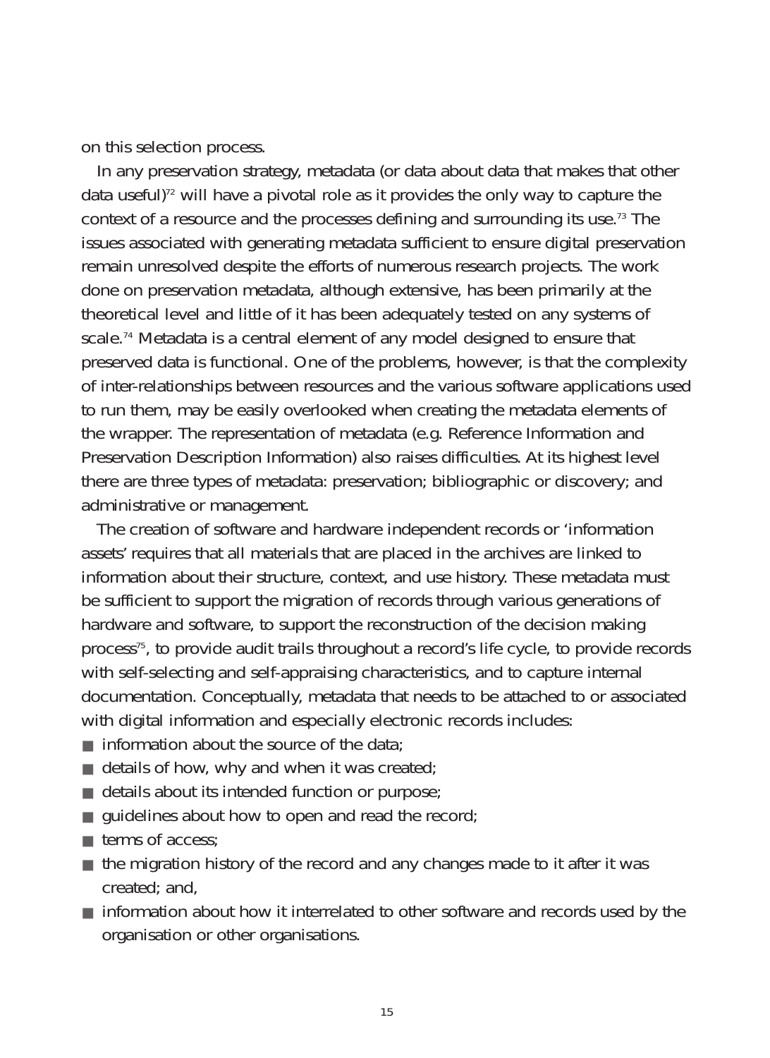on this selection process.

In any preservation strategy, metadata (or data about data that makes that other data useful)[72] will have a pivotal role as it provides the only way to capture the context of a resource and the processes defining and surrounding its use.[73] The issues associated with generating metadata sufficient to ensure digital preservation remain unresolved despite the efforts of numerous research projects. The work done on preservation metadata, although extensive, has been primarily at the theoretical level and little of it has been adequately tested on any systems of scale.[74] Metadata is a central element of any model designed to ensure that preserved data is functional. One of the problems, however, is that the complexity of inter-relationships between resources and the various software applications used to run them, may be easily overlooked when creating the metadata elements of the wrapper. The representation of metadata (e.g. Reference Information and Preservation Description Information) also raises difficulties. At its highest level there are three types of metadata: preservation; bibliographic or discovery; and administrative or management.

The creation of software and hardware independent records or 'information assets' requires that all materials that are placed in the archives are linked to information about their structure, context, and use history. These metadata must be sufficient to support the migration of records through various generations of hardware and software, to support the reconstruction of the decision making process[75], to provide audit trails throughout a record's life cycle, to provide records with self-selecting and self-appraising characteristics, and to capture internal documentation. Conceptually, metadata that needs to be attached to or associated with digital information and especially electronic records includes:

- information about the source of the data;
- details of how, why and when it was created;
- details about its intended function or purpose;
- guidelines about how to open and read the record;
- terms of access;
- the migration history of the record and any changes made to it after it was created; and,
- information about how it interrelated to other software and records used by the organisation or other organisations.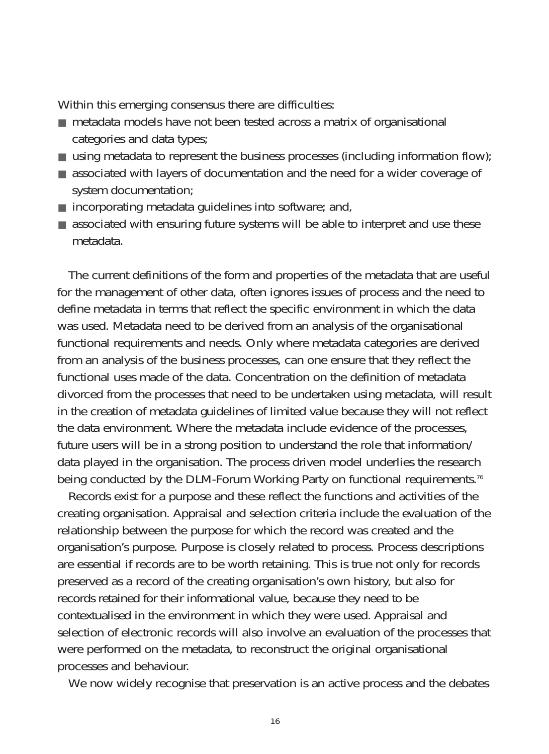Within this emerging consensus there are difficulties:

- metadata models have not been tested across a matrix of organisational categories and data types;
- using metadata to represent the business processes (including information flow);
- associated with layers of documentation and the need for a wider coverage of system documentation;
- incorporating metadata guidelines into software; and,
- associated with ensuring future systems will be able to interpret and use these metadata.

The current definitions of the form and properties of the metadata that are useful for the management of other data, often ignores issues of process and the need to define metadata in terms that reflect the specific environment in which the data was used. Metadata need to be derived from an analysis of the organisational functional requirements and needs. Only where metadata categories are derived from an analysis of the business processes, can one ensure that they reflect the functional uses made of the data. Concentration on the definition of metadata divorced from the processes that need to be undertaken using metadata, will result in the creation of metadata guidelines of limited value because they will not reflect the data environment. Where the metadata include evidence of the processes, future users will be in a strong position to understand the role that information/ data played in the organisation. The process driven model underlies the research being conducted by the DLM-Forum Working Party on functional requirements.[76]

Records exist for a purpose and these reflect the functions and activities of the creating organisation. Appraisal and selection criteria include the evaluation of the relationship between the purpose for which the record was created and the organisation's purpose. Purpose is closely related to process. Process descriptions are essential if records are to be worth retaining. This is true not only for records preserved as a record of the creating organisation's own history, but also for records retained for their informational value, because they need to be contextualised in the environment in which they were used. Appraisal and selection of electronic records will also involve an evaluation of the processes that were performed on the metadata, to reconstruct the original organisational processes and behaviour.

We now widely recognise that preservation is an active process and the debates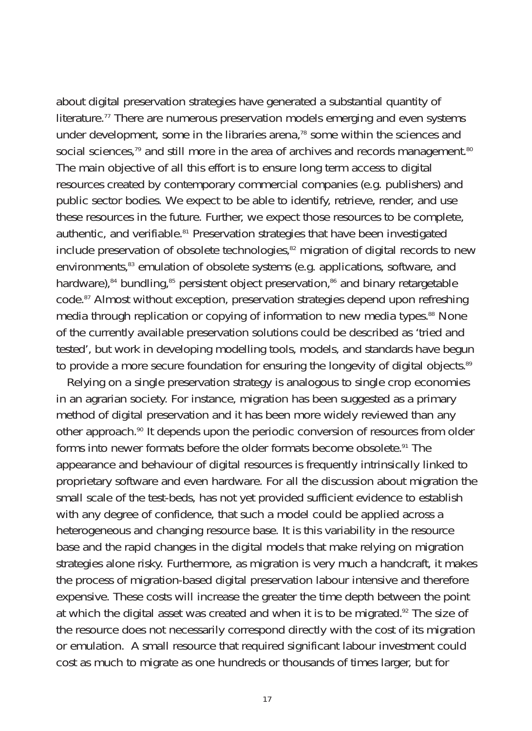about digital preservation strategies have generated a substantial quantity of literature.[77] There are numerous preservation models emerging and even systems under development, some in the libraries arena,[78] some within the sciences and social sciences,[79] and still more in the area of archives and records management.[80] The main objective of all this effort is to ensure long term access to digital resources created by contemporary commercial companies (e.g. publishers) and public sector bodies. We expect to be able to identify, retrieve, render, and use these resources in the future. Further, we expect those resources to be complete, authentic, and verifiable.[81] Preservation strategies that have been investigated include preservation of obsolete technologies,[82] migration of digital records to new environments,[83] emulation of obsolete systems (e.g. applications, software, and hardware),[84] bundling,[85] persistent object preservation,[86] and binary retargetable code.[87] Almost without exception, preservation strategies depend upon refreshing media through replication or copying of information to new media types.[88] None of the currently available preservation solutions could be described as 'tried and tested', but work in developing modelling tools, models, and standards have begun to provide a more secure foundation for ensuring the longevity of digital objects.[89]

Relying on a single preservation strategy is analogous to single crop economies in an agrarian society. For instance, migration has been suggested as a primary method of digital preservation and it has been more widely reviewed than any other approach.[90] It depends upon the periodic conversion of resources from older forms into newer formats before the older formats become obsolete.[91] The appearance and behaviour of digital resources is frequently intrinsically linked to proprietary software and even hardware. For all the discussion about migration the small scale of the test-beds, has not yet provided sufficient evidence to establish with any degree of confidence, that such a model could be applied across a heterogeneous and changing resource base. It is this variability in the resource base and the rapid changes in the digital models that make relying on migration strategies alone risky. Furthermore, as migration is very much a handcraft, it makes the process of migration-based digital preservation labour intensive and therefore expensive. These costs will increase the greater the time depth between the point at which the digital asset was created and when it is to be migrated.[92] The size of the resource does not necessarily correspond directly with the cost of its migration or emulation. A small resource that required significant labour investment could cost as much to migrate as one hundreds or thousands of times larger, but for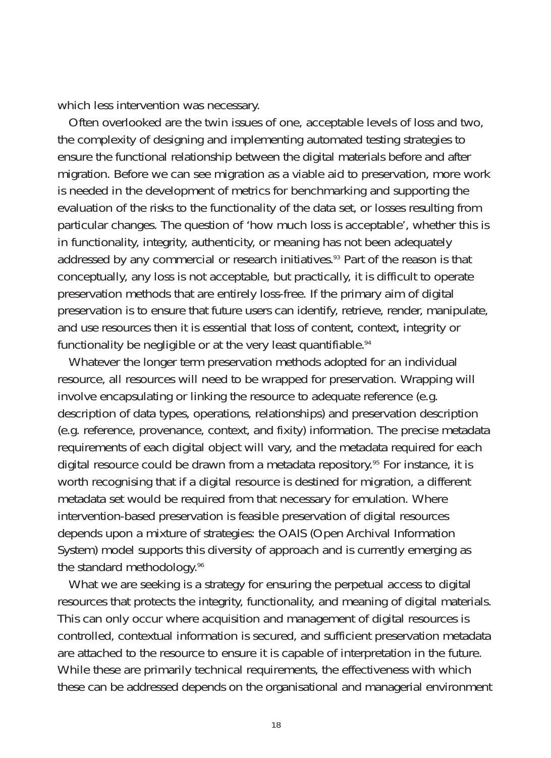which less intervention was necessary.

Often overlooked are the twin issues of one, acceptable levels of loss and two, the complexity of designing and implementing automated testing strategies to ensure the functional relationship between the digital materials before and after migration. Before we can see migration as a viable aid to preservation, more work is needed in the development of metrics for benchmarking and supporting the evaluation of the risks to the functionality of the data set, or losses resulting from particular changes. The question of 'how much loss is acceptable', whether this is in functionality, integrity, authenticity, or meaning has not been adequately addressed by any commercial or research initiatives.[93] Part of the reason is that conceptually, any loss is not acceptable, but practically, it is difficult to operate preservation methods that are entirely loss-free. If the primary aim of digital preservation is to ensure that future users can identify, retrieve, render, manipulate, and use resources then it is essential that loss of content, context, integrity or functionality be negligible or at the very least quantifiable.[94]

Whatever the longer term preservation methods adopted for an individual resource, all resources will need to be wrapped for preservation. Wrapping will involve encapsulating or linking the resource to adequate reference (e.g. description of data types, operations, relationships) and preservation description (e.g. reference, provenance, context, and fixity) information. The precise metadata requirements of each digital object will vary, and the metadata required for each digital resource could be drawn from a metadata repository.[95] For instance, it is worth recognising that if a digital resource is destined for migration, a different metadata set would be required from that necessary for emulation. Where intervention-based preservation is feasible preservation of digital resources depends upon a mixture of strategies: the OAIS (Open Archival Information System) model supports this diversity of approach and is currently emerging as the standard methodology.[96]

What we are seeking is a strategy for ensuring the perpetual access to digital resources that protects the integrity, functionality, and meaning of digital materials. This can only occur where acquisition and management of digital resources is controlled, contextual information is secured, and sufficient preservation metadata are attached to the resource to ensure it is capable of interpretation in the future. While these are primarily technical requirements, the effectiveness with which these can be addressed depends on the organisational and managerial environment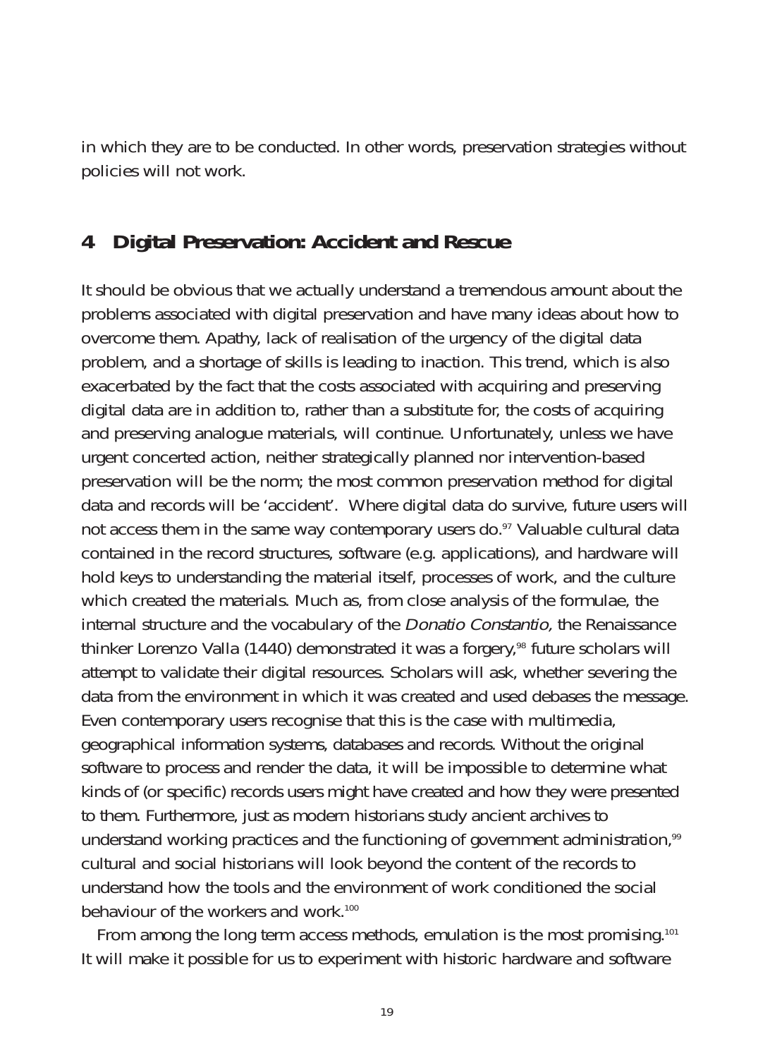in which they are to be conducted. In other words, preservation strategies without policies will not work.

## 4 Digital Preservation: Accident and Rescue

It should be obvious that we actually understand a tremendous amount about the problems associated with digital preservation and have many ideas about how to overcome them. Apathy, lack of realisation of the urgency of the digital data problem, and a shortage of skills is leading to inaction. This trend, which is also exacerbated by the fact that the costs associated with acquiring and preserving digital data are in addition to, rather than a substitute for, the costs of acquiring and preserving analogue materials, will continue. Unfortunately, unless we have urgent concerted action, neither strategically planned nor intervention-based preservation will be the norm; the most common preservation method for digital data and records will be 'accident'. Where digital data do survive, future users will not access them in the same way contemporary users do.[97] Valuable cultural data contained in the record structures, software (e.g. applications), and hardware will hold keys to understanding the material itself, processes of work, and the culture which created the materials. Much as, from close analysis of the formulae, the internal structure and the vocabulary of the *Donatio Constantio,* the Renaissance thinker Lorenzo Valla (1440) demonstrated it was a forgery,[98] future scholars will attempt to validate their digital resources. Scholars will ask, whether severing the data from the environment in which it was created and used debases the message. Even contemporary users recognise that this is the case with multimedia, geographical information systems, databases and records. Without the original software to process and render the data, it will be impossible to determine what kinds of (or specific) records users might have created and how they were presented to them. Furthermore, just as modern historians study ancient archives to understand working practices and the functioning of government administration,[99] cultural and social historians will look beyond the content of the records to understand how the tools and the environment of work conditioned the social behaviour of the workers and work.[100]

From among the long term access methods, emulation is the most promising.[101] It will make it possible for us to experiment with historic hardware and software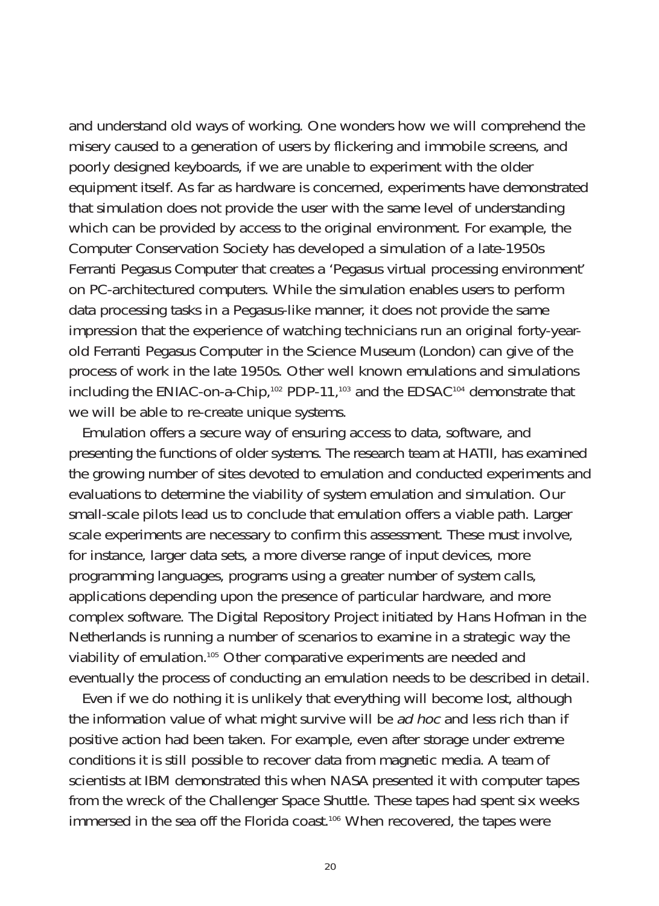and understand old ways of working. One wonders how we will comprehend the misery caused to a generation of users by flickering and immobile screens, and poorly designed keyboards, if we are unable to experiment with the older equipment itself. As far as hardware is concerned, experiments have demonstrated that simulation does not provide the user with the same level of understanding which can be provided by access to the original environment. For example, the Computer Conservation Society has developed a simulation of a late-1950s Ferranti Pegasus Computer that creates a 'Pegasus virtual processing environment' on PC-architectured computers. While the simulation enables users to perform data processing tasks in a Pegasus-like manner, it does not provide the same impression that the experience of watching technicians run an original forty-year-old Ferranti Pegasus Computer in the Science Museum (London) can give of the process of work in the late 1950s. Other well known emulations and simulations including the ENIAC-on-a-Chip,[102] PDP-11,[103] and the EDSAC[104] demonstrate that we will be able to re-create unique systems.

Emulation offers a secure way of ensuring access to data, software, and presenting the functions of older systems. The research team at HATII, has examined the growing number of sites devoted to emulation and conducted experiments and evaluations to determine the viability of system emulation and simulation. Our small-scale pilots lead us to conclude that emulation offers a viable path. Larger scale experiments are necessary to confirm this assessment. These must involve, for instance, larger data sets, a more diverse range of input devices, more programming languages, programs using a greater number of system calls, applications depending upon the presence of particular hardware, and more complex software. The Digital Repository Project initiated by Hans Hofman in the Netherlands is running a number of scenarios to examine in a strategic way the viability of emulation.[105] Other comparative experiments are needed and eventually the process of conducting an emulation needs to be described in detail.

Even if we do nothing it is unlikely that everything will become lost, although the information value of what might survive will be *ad hoc* and less rich than if positive action had been taken. For example, even after storage under extreme conditions it is still possible to recover data from magnetic media. A team of scientists at IBM demonstrated this when NASA presented it with computer tapes from the wreck of the Challenger Space Shuttle. These tapes had spent six weeks immersed in the sea off the Florida coast.[106] When recovered, the tapes were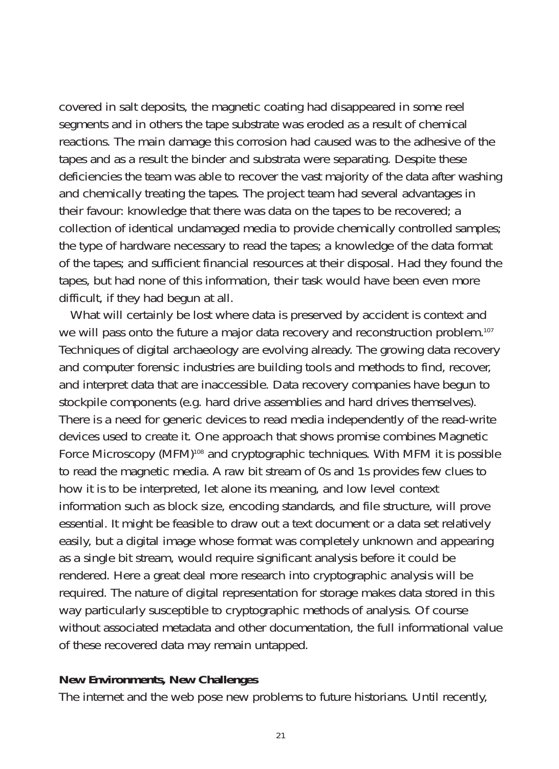covered in salt deposits, the magnetic coating had disappeared in some reel segments and in others the tape substrate was eroded as a result of chemical reactions. The main damage this corrosion had caused was to the adhesive of the tapes and as a result the binder and substrata were separating. Despite these deficiencies the team was able to recover the vast majority of the data after washing and chemically treating the tapes. The project team had several advantages in their favour: knowledge that there was data on the tapes to be recovered; a collection of identical undamaged media to provide chemically controlled samples; the type of hardware necessary to read the tapes; a knowledge of the data format of the tapes; and sufficient financial resources at their disposal. Had they found the tapes, but had none of this information, their task would have been even more difficult, if they had begun at all.

What will certainly be lost where data is preserved by accident is context and we will pass onto the future a major data recovery and reconstruction problem.[107] Techniques of digital archaeology are evolving already. The growing data recovery and computer forensic industries are building tools and methods to find, recover, and interpret data that are inaccessible. Data recovery companies have begun to stockpile components (e.g. hard drive assemblies and hard drives themselves). There is a need for generic devices to read media independently of the read-write devices used to create it. One approach that shows promise combines Magnetic Force Microscopy (MFM)[108] and cryptographic techniques. With MFM it is possible to read the magnetic media. A raw bit stream of 0s and 1s provides few clues to how it is to be interpreted, let alone its meaning, and low level context information such as block size, encoding standards, and file structure, will prove essential. It might be feasible to draw out a text document or a data set relatively easily, but a digital image whose format was completely unknown and appearing as a single bit stream, would require significant analysis before it could be rendered. Here a great deal more research into cryptographic analysis will be required. The nature of digital representation for storage makes data stored in this way particularly susceptible to cryptographic methods of analysis. Of course without associated metadata and other documentation, the full informational value of these recovered data may remain untapped.

**New Environments, New Challenges**

The internet and the web pose new problems to future historians. Until recently,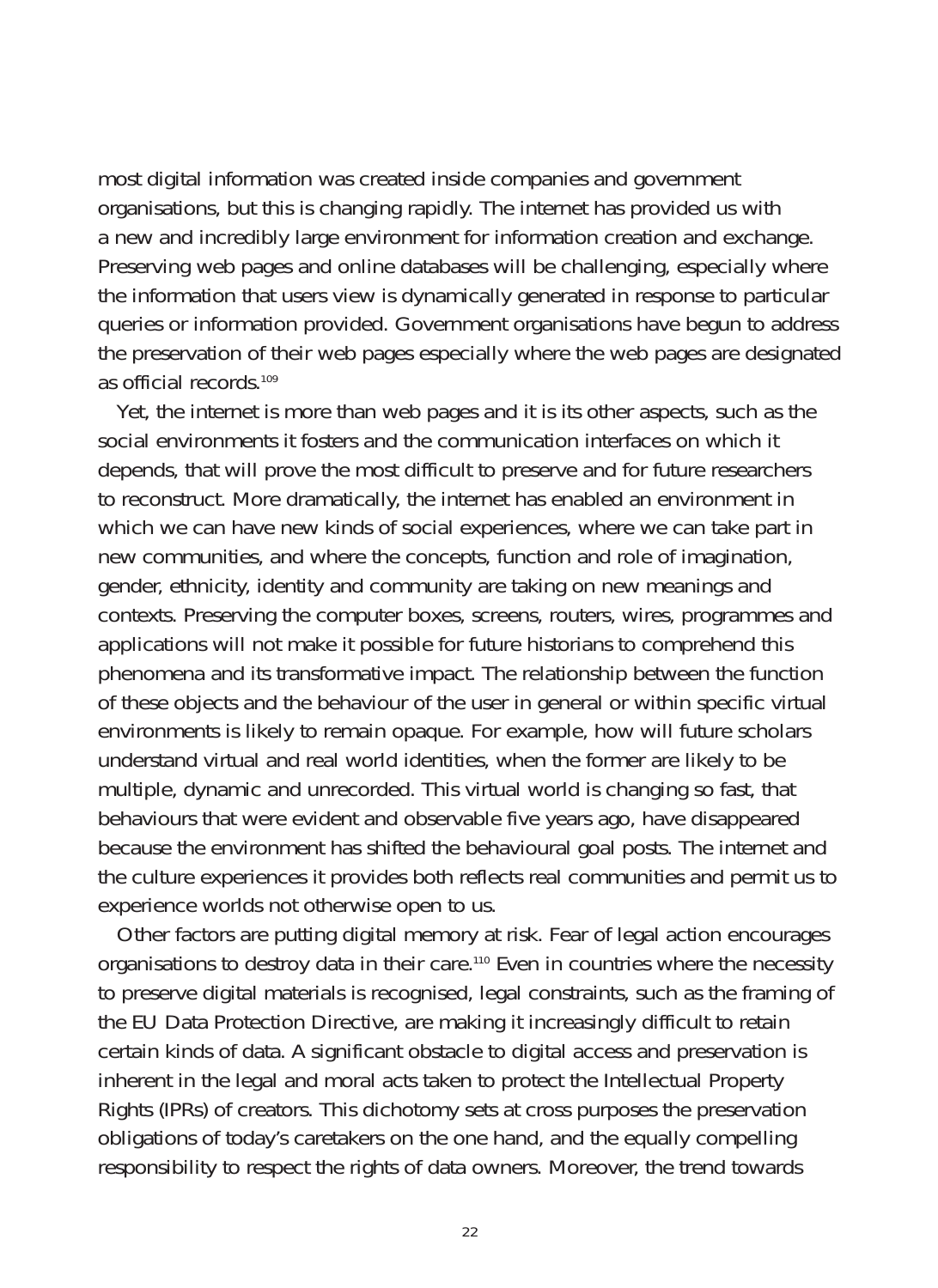most digital information was created inside companies and government organisations, but this is changing rapidly. The internet has provided us with a new and incredibly large environment for information creation and exchange. Preserving web pages and online databases will be challenging, especially where the information that users view is dynamically generated in response to particular queries or information provided. Government organisations have begun to address the preservation of their web pages especially where the web pages are designated as official records.[109]

Yet, the internet is more than web pages and it is its other aspects, such as the social environments it fosters and the communication interfaces on which it depends, that will prove the most difficult to preserve and for future researchers to reconstruct. More dramatically, the internet has enabled an environment in which we can have new kinds of social experiences, where we can take part in new communities, and where the concepts, function and role of imagination, gender, ethnicity, identity and community are taking on new meanings and contexts. Preserving the computer boxes, screens, routers, wires, programmes and applications will not make it possible for future historians to comprehend this phenomena and its transformative impact. The relationship between the function of these objects and the behaviour of the user in general or within specific virtual environments is likely to remain opaque. For example, how will future scholars understand virtual and real world identities, when the former are likely to be multiple, dynamic and unrecorded. This virtual world is changing so fast, that behaviours that were evident and observable five years ago, have disappeared because the environment has shifted the behavioural goal posts. The internet and the culture experiences it provides both reflects real communities and permit us to experience worlds not otherwise open to us.

Other factors are putting digital memory at risk. Fear of legal action encourages organisations to destroy data in their care.[110] Even in countries where the necessity to preserve digital materials is recognised, legal constraints, such as the framing of the EU Data Protection Directive, are making it increasingly difficult to retain certain kinds of data. A significant obstacle to digital access and preservation is inherent in the legal and moral acts taken to protect the Intellectual Property Rights (IPRs) of creators. This dichotomy sets at cross purposes the preservation obligations of today's caretakers on the one hand, and the equally compelling responsibility to respect the rights of data owners. Moreover, the trend towards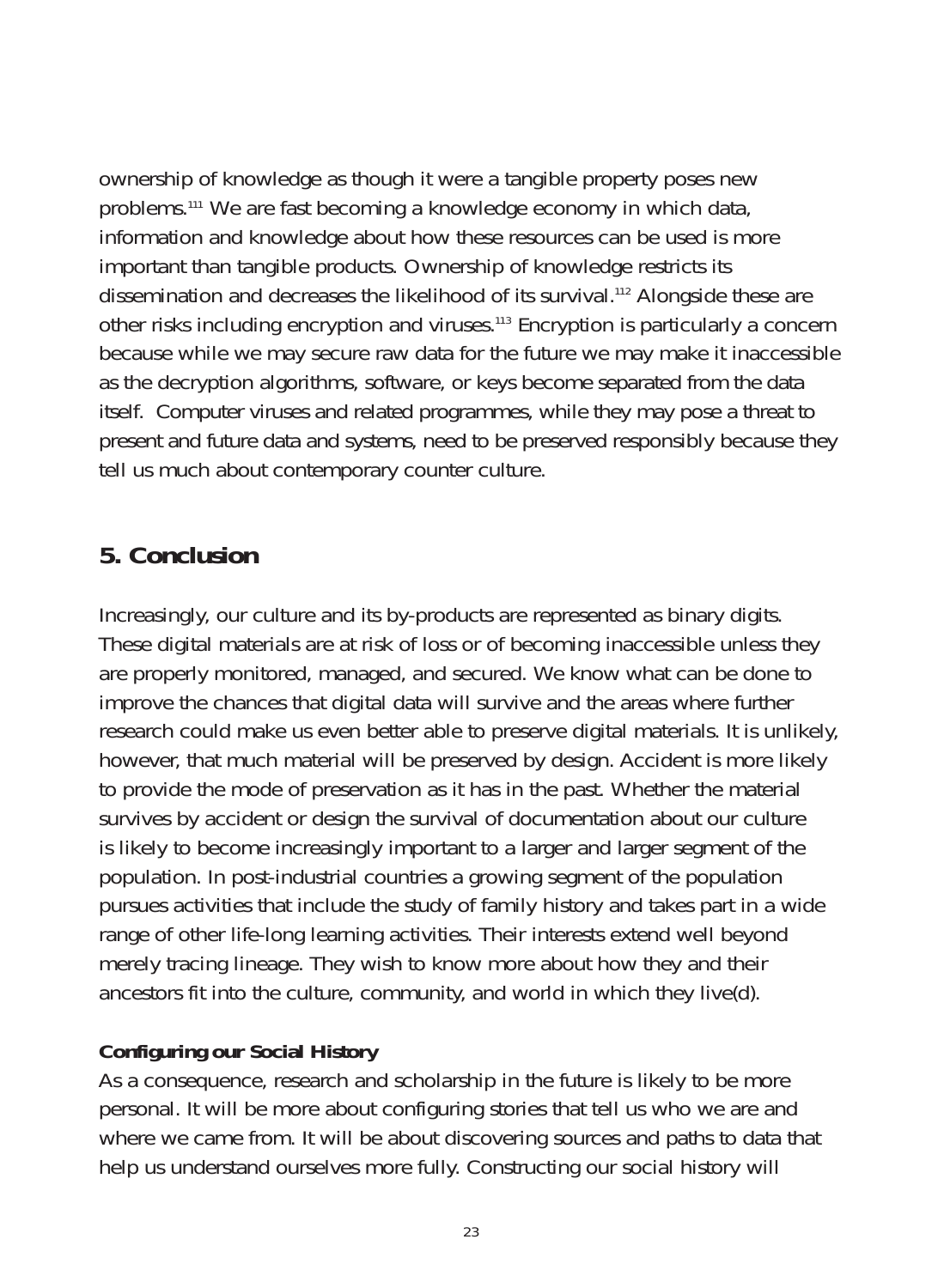ownership of knowledge as though it were a tangible property poses new problems.[111] We are fast becoming a knowledge economy in which data, information and knowledge about how these resources can be used is more important than tangible products. Ownership of knowledge restricts its dissemination and decreases the likelihood of its survival.[112] Alongside these are other risks including encryption and viruses.[113] Encryption is particularly a concern because while we may secure raw data for the future we may make it inaccessible as the decryption algorithms, software, or keys become separated from the data itself. Computer viruses and related programmes, while they may pose a threat to present and future data and systems, need to be preserved responsibly because they tell us much about contemporary counter culture.

## 5. Conclusion

Increasingly, our culture and its by-products are represented as binary digits. These digital materials are at risk of loss or of becoming inaccessible unless they are properly monitored, managed, and secured. We know what can be done to improve the chances that digital data will survive and the areas where further research could make us even better able to preserve digital materials. It is unlikely, however, that much material will be preserved by design. Accident is more likely to provide the mode of preservation as it has in the past. Whether the material survives by accident or design the survival of documentation about our culture is likely to become increasingly important to a larger and larger segment of the population. In post-industrial countries a growing segment of the population pursues activities that include the study of family history and takes part in a wide range of other life-long learning activities. Their interests extend well beyond merely tracing lineage. They wish to know more about how they and their ancestors fit into the culture, community, and world in which they live(d).

### Configuring our Social History

As a consequence, research and scholarship in the future is likely to be more personal. It will be more about configuring stories that tell us who we are and where we came from. It will be about discovering sources and paths to data that help us understand ourselves more fully. Constructing our social history will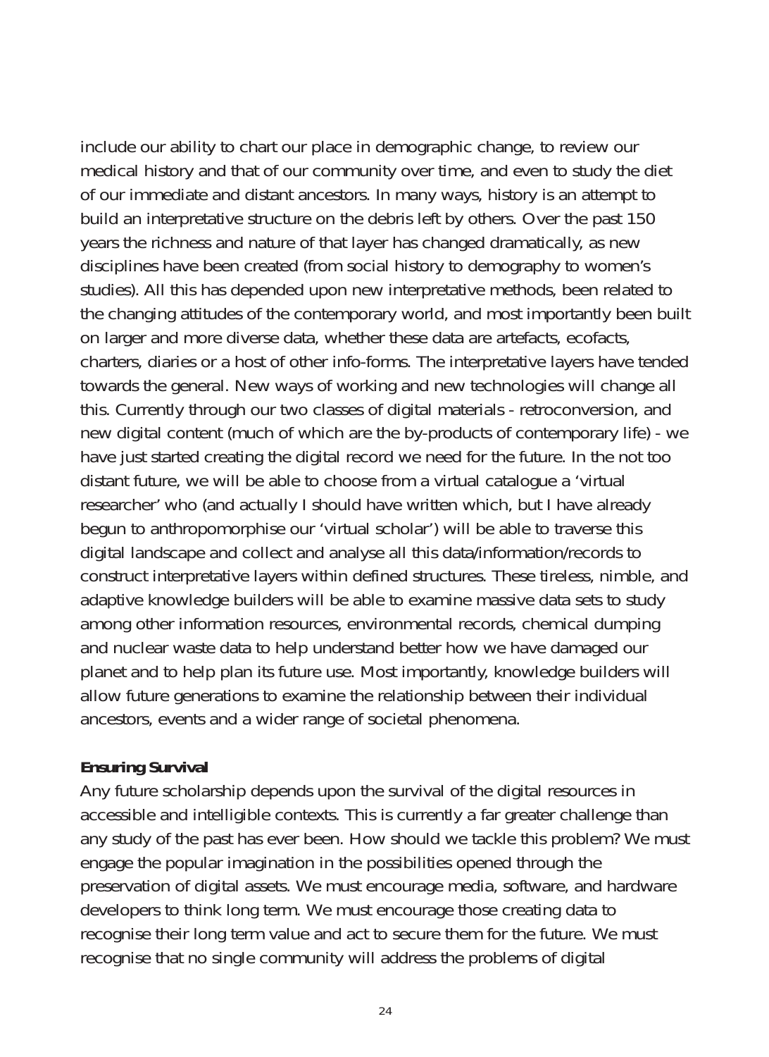include our ability to chart our place in demographic change, to review our medical history and that of our community over time, and even to study the diet of our immediate and distant ancestors. In many ways, history is an attempt to build an interpretative structure on the debris left by others. Over the past 150 years the richness and nature of that layer has changed dramatically, as new disciplines have been created (from social history to demography to women's studies). All this has depended upon new interpretative methods, been related to the changing attitudes of the contemporary world, and most importantly been built on larger and more diverse data, whether these data are artefacts, ecofacts, charters, diaries or a host of other info-forms. The interpretative layers have tended towards the general. New ways of working and new technologies will change all this. Currently through our two classes of digital materials - retroconversion, and new digital content (much of which are the by-products of contemporary life) - we have just started creating the digital record we need for the future. In the not too distant future, we will be able to choose from a virtual catalogue a 'virtual researcher' who (and actually I should have written which, but I have already begun to anthropomorphise our 'virtual scholar') will be able to traverse this digital landscape and collect and analyse all this data/information/records to construct interpretative layers within defined structures. These tireless, nimble, and adaptive knowledge builders will be able to examine massive data sets to study among other information resources, environmental records, chemical dumping and nuclear waste data to help understand better how we have damaged our planet and to help plan its future use. Most importantly, knowledge builders will allow future generations to examine the relationship between their individual ancestors, events and a wider range of societal phenomena.

**Ensuring Survival**

Any future scholarship depends upon the survival of the digital resources in accessible and intelligible contexts. This is currently a far greater challenge than any study of the past has ever been. How should we tackle this problem? We must engage the popular imagination in the possibilities opened through the preservation of digital assets. We must encourage media, software, and hardware developers to think long term. We must encourage those creating data to recognise their long term value and act to secure them for the future. We must recognise that no single community will address the problems of digital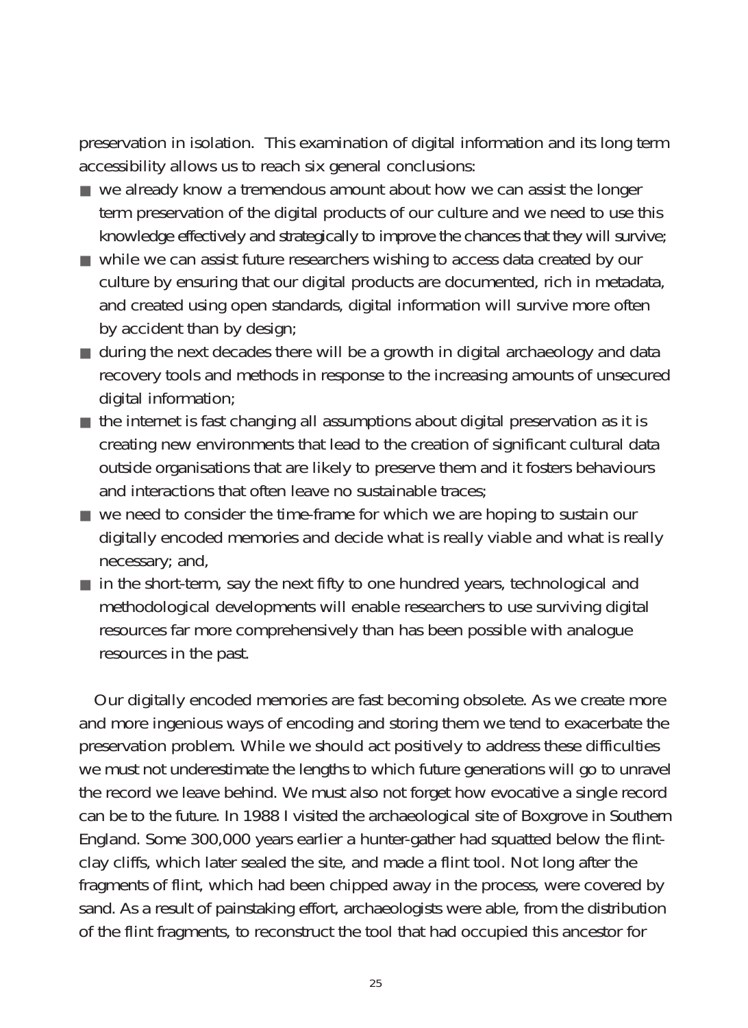preservation in isolation.  This examination of digital information and its long term accessibility allows us to reach six general conclusions:

- we already know a tremendous amount about how we can assist the longer term preservation of the digital products of our culture and we need to use this knowledge effectively and strategically to improve the chances that they will survive;
- while we can assist future researchers wishing to access data created by our culture by ensuring that our digital products are documented, rich in metadata, and created using open standards, digital information will survive more often by accident than by design;
- during the next decades there will be a growth in digital archaeology and data recovery tools and methods in response to the increasing amounts of unsecured digital information;
- the internet is fast changing all assumptions about digital preservation as it is creating new environments that lead to the creation of significant cultural data outside organisations that are likely to preserve them and it fosters behaviours and interactions that often leave no sustainable traces;
- we need to consider the time-frame for which we are hoping to sustain our digitally encoded memories and decide what is really viable and what is really necessary; and,
- in the short-term, say the next fifty to one hundred years, technological and methodological developments will enable researchers to use surviving digital resources far more comprehensively than has been possible with analogue resources in the past.

Our digitally encoded memories are fast becoming obsolete. As we create more and more ingenious ways of encoding and storing them we tend to exacerbate the preservation problem. While we should act positively to address these difficulties we must not underestimate the lengths to which future generations will go to unravel the record we leave behind. We must also not forget how evocative a single record can be to the future. In 1988 I visited the archaeological site of Boxgrove in Southern England. Some 300,000 years earlier a hunter-gather had squatted below the flint-clay cliffs, which later sealed the site, and made a flint tool. Not long after the fragments of flint, which had been chipped away in the process, were covered by sand. As a result of painstaking effort, archaeologists were able, from the distribution of the flint fragments, to reconstruct the tool that had occupied this ancestor for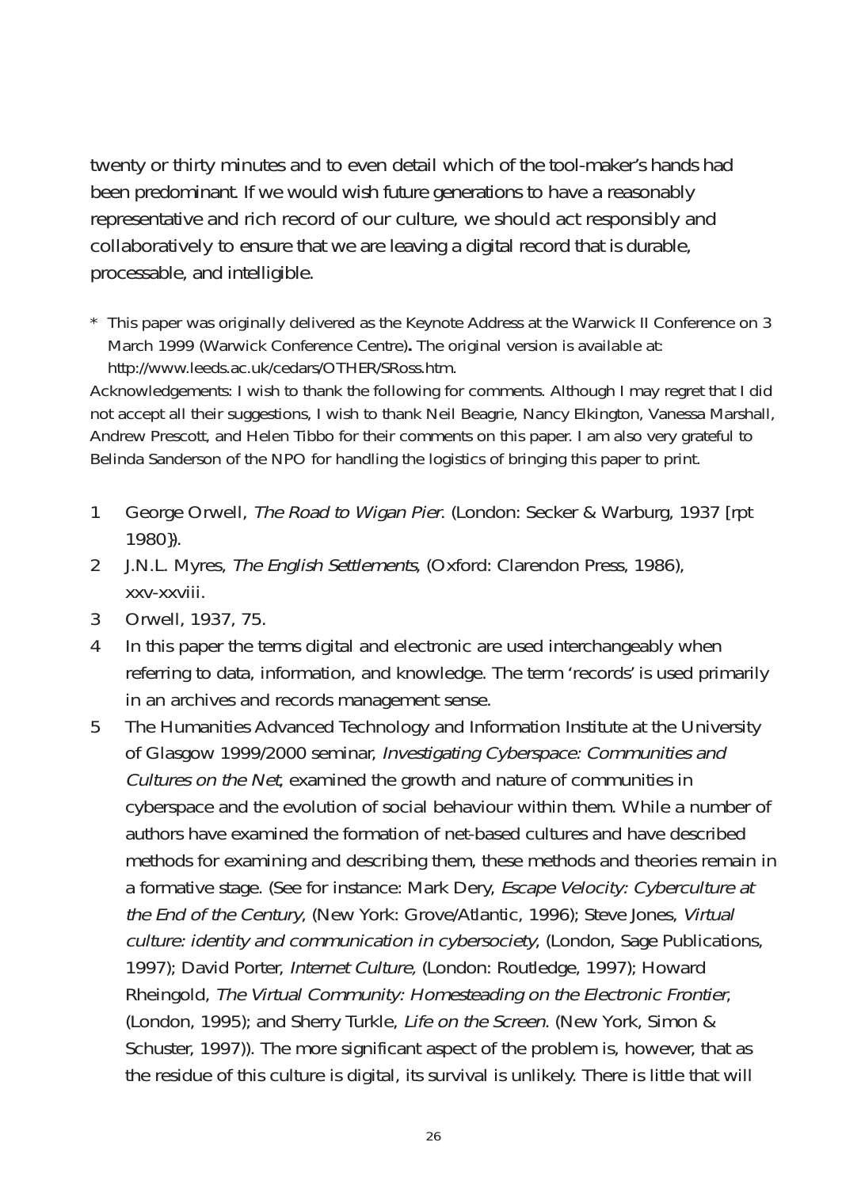twenty or thirty minutes and to even detail which of the tool-maker's hands had been predominant. If we would wish future generations to have a reasonably representative and rich record of our culture, we should act responsibly and collaboratively to ensure that we are leaving a digital record that is durable, processable, and intelligible.

\* This paper was originally delivered as the Keynote Address at the Warwick II Conference on 3 March 1999 (Warwick Conference Centre)**.** The original version is available at: http://www.leeds.ac.uk/cedars/OTHER/SRoss.htm.

Acknowledgements: I wish to thank the following for comments. Although I may regret that I did not accept all their suggestions, I wish to thank Neil Beagrie, Nancy Elkington, Vanessa Marshall, Andrew Prescott, and Helen Tibbo for their comments on this paper. I am also very grateful to Belinda Sanderson of the NPO for handling the logistics of bringing this paper to print.

1 George Orwell, *The Road to Wigan Pier*. (London: Secker & Warburg, 1937 [rpt 1980}).
2 J.N.L. Myres, *The English Settlements*, (Oxford: Clarendon Press, 1986), xxv-xxviii.
3 Orwell, 1937, 75.
4 In this paper the terms digital and electronic are used interchangeably when referring to data, information, and knowledge. The term 'records' is used primarily in an archives and records management sense.
5 The Humanities Advanced Technology and Information Institute at the University of Glasgow 1999/2000 seminar, *Investigating Cyberspace: Communities and Cultures on the Net*, examined the growth and nature of communities in cyberspace and the evolution of social behaviour within them. While a number of authors have examined the formation of net-based cultures and have described methods for examining and describing them, these methods and theories remain in a formative stage. (See for instance: Mark Dery, *Escape Velocity: Cyberculture at the End of the Century*, (New York: Grove/Atlantic, 1996); Steve Jones, *Virtual culture: identity and communication in cybersociety*, (London, Sage Publications, 1997); David Porter, *Internet Culture,* (London: Routledge, 1997); Howard Rheingold, *The Virtual Community: Homesteading on the Electronic Frontier*, (London, 1995); and Sherry Turkle, *Life on the Screen*. (New York, Simon & Schuster, 1997)). The more significant aspect of the problem is, however, that as the residue of this culture is digital, its survival is unlikely. There is little that will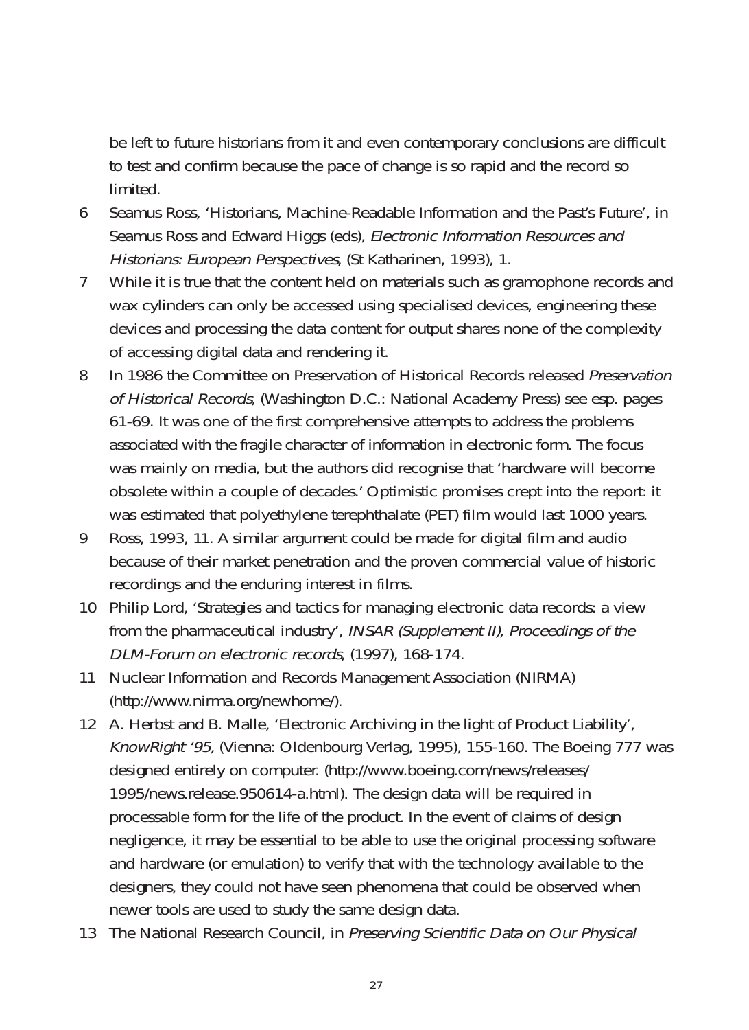be left to future historians from it and even contemporary conclusions are difficult to test and confirm because the pace of change is so rapid and the record so limited.

6 Seamus Ross, 'Historians, Machine-Readable Information and the Past's Future', in Seamus Ross and Edward Higgs (eds), *Electronic Information Resources and Historians: European Perspectives*, (St Katharinen, 1993), 1.

7 While it is true that the content held on materials such as gramophone records and wax cylinders can only be accessed using specialised devices, engineering these devices and processing the data content for output shares none of the complexity of accessing digital data and rendering it.

8 In 1986 the Committee on Preservation of Historical Records released *Preservation of Historical Records*, (Washington D.C.: National Academy Press) see esp. pages 61-69. It was one of the first comprehensive attempts to address the problems associated with the fragile character of information in electronic form. The focus was mainly on media, but the authors did recognise that 'hardware will become obsolete within a couple of decades.' Optimistic promises crept into the report: it was estimated that polyethylene terephthalate (PET) film would last 1000 years.

9 Ross, 1993, 11. A similar argument could be made for digital film and audio because of their market penetration and the proven commercial value of historic recordings and the enduring interest in films.

10 Philip Lord, 'Strategies and tactics for managing electronic data records: a view from the pharmaceutical industry', *INSAR (Supplement II), Proceedings of the DLM-Forum on electronic records*, (1997), 168-174.

11 Nuclear Information and Records Management Association (NIRMA) (http://www.nirma.org/newhome/).

12 A. Herbst and B. Malle, 'Electronic Archiving in the light of Product Liability', *KnowRight '95,* (Vienna: Oldenbourg Verlag, 1995), 155-160. The Boeing 777 was designed entirely on computer. (http://www.boeing.com/news/releases/1995/news.release.950614-a.html). The design data will be required in processable form for the life of the product. In the event of claims of design negligence, it may be essential to be able to use the original processing software and hardware (or emulation) to verify that with the technology available to the designers, they could not have seen phenomena that could be observed when newer tools are used to study the same design data.

13 The National Research Council, in *Preserving Scientific Data on Our Physical*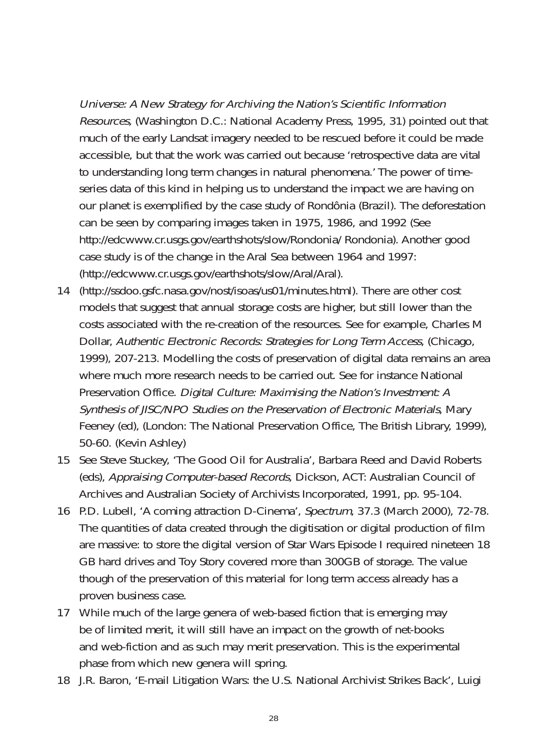*Universe: A New Strategy for Archiving the Nation's Scientific Information Resources*, (Washington D.C.: National Academy Press, 1995, 31) pointed out that much of the early Landsat imagery needed to be rescued before it could be made accessible, but that the work was carried out because 'retrospective data are vital to understanding long term changes in natural phenomena.' The power of time-series data of this kind in helping us to understand the impact we are having on our planet is exemplified by the case study of Rondônia (Brazil). The deforestation can be seen by comparing images taken in 1975, 1986, and 1992 (See http://edcwww.cr.usgs.gov/earthshots/slow/Rondonia/ Rondonia). Another good case study is of the change in the Aral Sea between 1964 and 1997: (http://edcwww.cr.usgs.gov/earthshots/slow/Aral/Aral).

14 (http://ssdoo.gsfc.nasa.gov/nost/isoas/us01/minutes.html). There are other cost models that suggest that annual storage costs are higher, but still lower than the costs associated with the re-creation of the resources. See for example, Charles M Dollar, *Authentic Electronic Records: Strategies for Long Term Access*, (Chicago, 1999), 207-213. Modelling the costs of preservation of digital data remains an area where much more research needs to be carried out. See for instance National Preservation Office. *Digital Culture: Maximising the Nation's Investment: A Synthesis of JISC/NPO Studies on the Preservation of Electronic Materials*, Mary Feeney (ed), (London: The National Preservation Office, The British Library, 1999), 50-60. (Kevin Ashley)

15 See Steve Stuckey, 'The Good Oil for Australia', Barbara Reed and David Roberts (eds), *Appraising Computer-based Records*, Dickson, ACT: Australian Council of Archives and Australian Society of Archivists Incorporated, 1991, pp. 95-104.

16 P.D. Lubell, 'A coming attraction D-Cinema', *Spectrum*, 37.3 (March 2000), 72-78. The quantities of data created through the digitisation or digital production of film are massive: to store the digital version of Star Wars Episode I required nineteen 18 GB hard drives and Toy Story covered more than 300GB of storage. The value though of the preservation of this material for long term access already has a proven business case.

17 While much of the large genera of web-based fiction that is emerging may be of limited merit, it will still have an impact on the growth of net-books and web-fiction and as such may merit preservation. This is the experimental phase from which new genera will spring.

18 J.R. Baron, 'E-mail Litigation Wars: the U.S. National Archivist Strikes Back', Luigi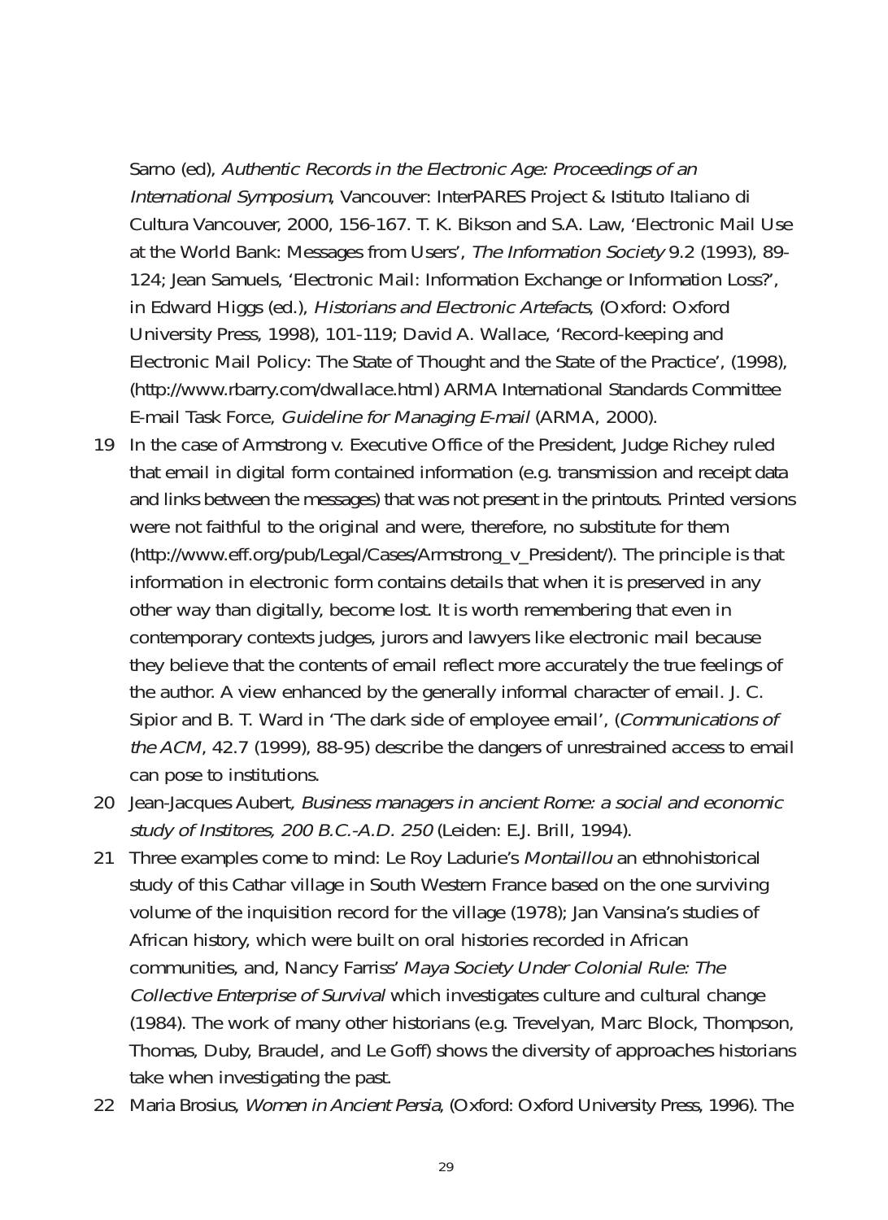Sarno (ed), *Authentic Records in the Electronic Age: Proceedings of an International Symposium*, Vancouver: InterPARES Project & Istituto Italiano di Cultura Vancouver, 2000, 156-167. T. K. Bikson and S.A. Law, 'Electronic Mail Use at the World Bank: Messages from Users', *The Information Society* 9.2 (1993), 89-124; Jean Samuels, 'Electronic Mail: Information Exchange or Information Loss?', in Edward Higgs (ed.), *Historians and Electronic Artefacts*, (Oxford: Oxford University Press, 1998), 101-119; David A. Wallace, 'Record-keeping and Electronic Mail Policy: The State of Thought and the State of the Practice', (1998), (http://www.rbarry.com/dwallace.html) ARMA International Standards Committee E-mail Task Force, *Guideline for Managing E-mail* (ARMA, 2000).

19 In the case of Armstrong v. Executive Office of the President, Judge Richey ruled that email in digital form contained information (e.g. transmission and receipt data and links between the messages) that was not present in the printouts. Printed versions were not faithful to the original and were, therefore, no substitute for them (http://www.eff.org/pub/Legal/Cases/Armstrong_v_President/). The principle is that information in electronic form contains details that when it is preserved in any other way than digitally, become lost. It is worth remembering that even in contemporary contexts judges, jurors and lawyers like electronic mail because they believe that the contents of email reflect more accurately the true feelings of the author. A view enhanced by the generally informal character of email. J. C. Sipior and B. T. Ward in 'The dark side of employee email', (*Communications of the ACM*, 42.7 (1999), 88-95) describe the dangers of unrestrained access to email can pose to institutions.

20 Jean-Jacques Aubert, *Business managers in ancient Rome: a social and economic study of Institores, 200 B.C.-A.D. 250* (Leiden: E.J. Brill, 1994).

21 Three examples come to mind: Le Roy Ladurie's *Montaillou* an ethnohistorical study of this Cathar village in South Western France based on the one surviving volume of the inquisition record for the village (1978); Jan Vansina's studies of African history, which were built on oral histories recorded in African communities, and, Nancy Farriss' *Maya Society Under Colonial Rule: The Collective Enterprise of Survival* which investigates culture and cultural change (1984). The work of many other historians (e.g. Trevelyan, Marc Block, Thompson, Thomas, Duby, Braudel, and Le Goff) shows the diversity of approaches historians take when investigating the past.

22 Maria Brosius, *Women in Ancient Persia*, (Oxford: Oxford University Press, 1996). The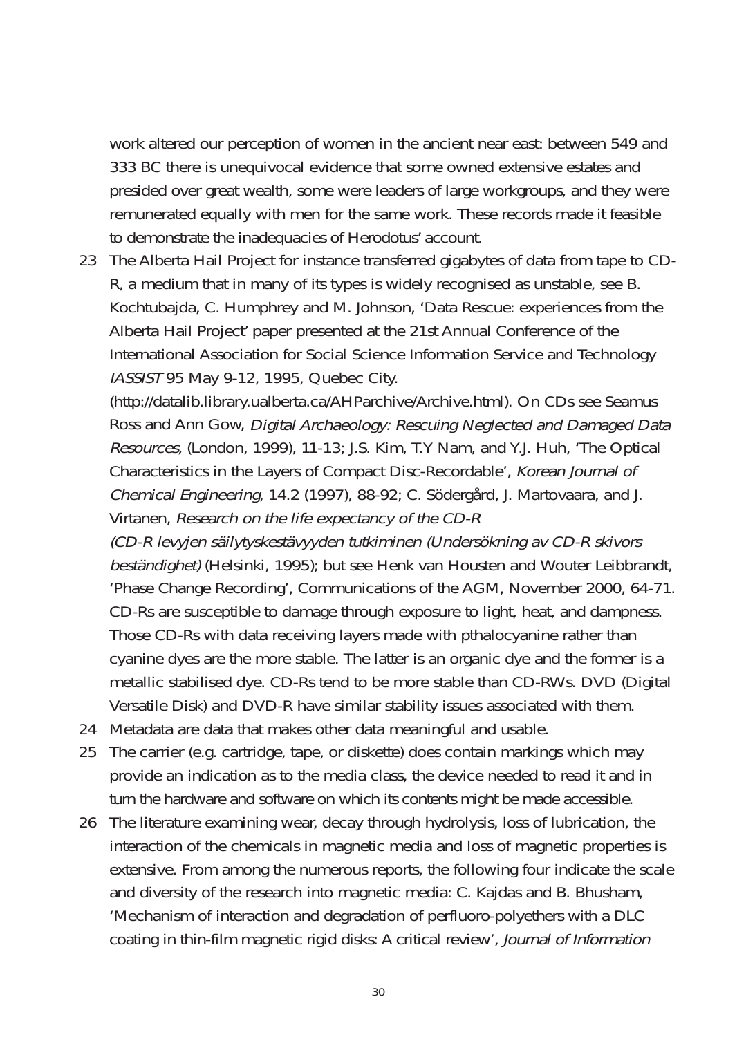work altered our perception of women in the ancient near east: between 549 and 333 BC there is unequivocal evidence that some owned extensive estates and presided over great wealth, some were leaders of large workgroups, and they were remunerated equally with men for the same work. These records made it feasible to demonstrate the inadequacies of Herodotus' account.

23 The Alberta Hail Project for instance transferred gigabytes of data from tape to CD-R, a medium that in many of its types is widely recognised as unstable, see B. Kochtubajda, C. Humphrey and M. Johnson, 'Data Rescue: experiences from the Alberta Hail Project' paper presented at the 21st Annual Conference of the International Association for Social Science Information Service and Technology *IASSIST* 95 May 9-12, 1995, Quebec City. (http://datalib.library.ualberta.ca/AHParchive/Archive.html). On CDs see Seamus Ross and Ann Gow, *Digital Archaeology: Rescuing Neglected and Damaged Data Resources*, (London, 1999), 11-13; J.S. Kim, T.Y Nam, and Y.J. Huh, 'The Optical Characteristics in the Layers of Compact Disc-Recordable', *Korean Journal of Chemical Engineering*, 14.2 (1997), 88-92; C. Södergård, J. Martovaara, and J. Virtanen, *Research on the life expectancy of the CD-R (CD-R levyjen säilytyskestävyyden tutkiminen (Undersökning av CD-R skivors beständighet)* (Helsinki, 1995); but see Henk van Housten and Wouter Leibbrandt, 'Phase Change Recording', Communications of the AGM, November 2000, 64-71. CD-Rs are susceptible to damage through exposure to light, heat, and dampness. Those CD-Rs with data receiving layers made with pthalocyanine rather than cyanine dyes are the more stable. The latter is an organic dye and the former is a metallic stabilised dye. CD-Rs tend to be more stable than CD-RWs. DVD (Digital Versatile Disk) and DVD-R have similar stability issues associated with them.

24 Metadata are data that makes other data meaningful and usable.

25 The carrier (e.g. cartridge, tape, or diskette) does contain markings which may provide an indication as to the media class, the device needed to read it and in turn the hardware and software on which its contents might be made accessible.

26 The literature examining wear, decay through hydrolysis, loss of lubrication, the interaction of the chemicals in magnetic media and loss of magnetic properties is extensive. From among the numerous reports, the following four indicate the scale and diversity of the research into magnetic media: C. Kajdas and B. Bhusham, 'Mechanism of interaction and degradation of perfluoro-polyethers with a DLC coating in thin-film magnetic rigid disks: A critical review', *Journal of Information*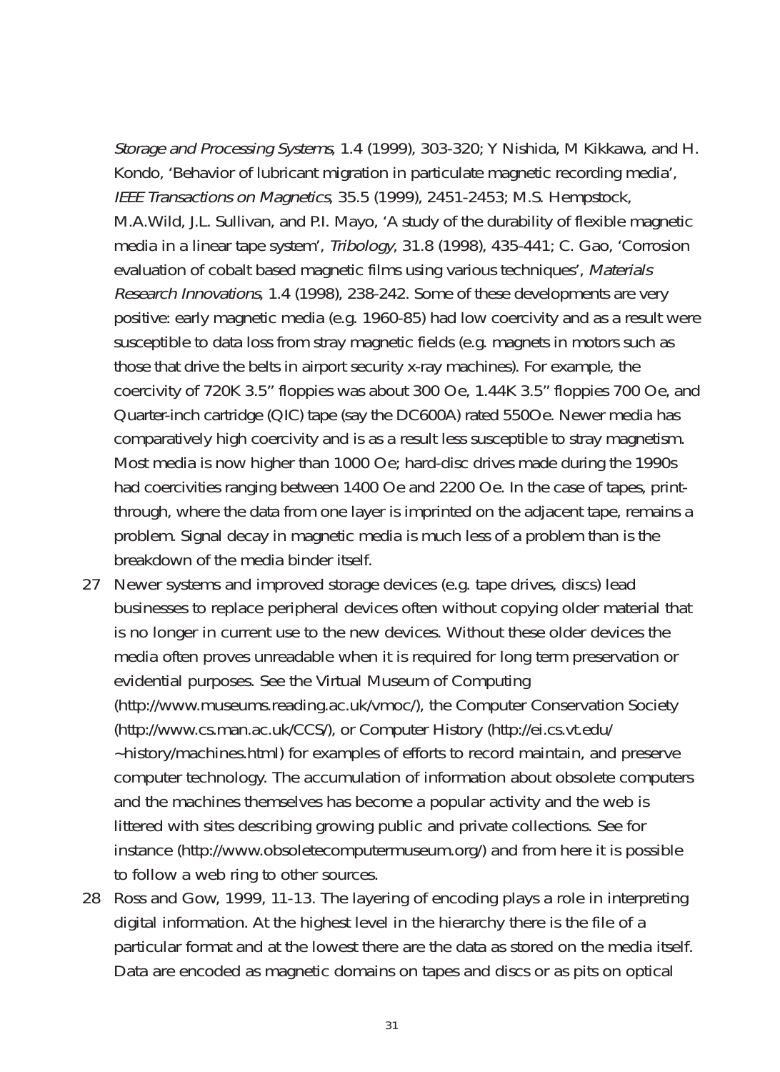*Storage and Processing Systems*, 1.4 (1999), 303-320; Y Nishida, M Kikkawa, and H. Kondo, 'Behavior of lubricant migration in particulate magnetic recording media', *IEEE Transactions on Magnetics*, 35.5 (1999), 2451-2453; M.S. Hempstock, M.A.Wild, J.L. Sullivan, and P.I. Mayo, 'A study of the durability of flexible magnetic media in a linear tape system', *Tribology*, 31.8 (1998), 435-441; C. Gao, 'Corrosion evaluation of cobalt based magnetic films using various techniques', *Materials Research Innovations*, 1.4 (1998), 238-242. Some of these developments are very positive: early magnetic media (e.g. 1960-85) had low coercivity and as a result were susceptible to data loss from stray magnetic fields (e.g. magnets in motors such as those that drive the belts in airport security x-ray machines). For example, the coercivity of 720K 3.5" floppies was about 300 Oe, 1.44K 3.5" floppies 700 Oe, and Quarter-inch cartridge (QIC) tape (say the DC600A) rated 550Oe. Newer media has comparatively high coercivity and is as a result less susceptible to stray magnetism. Most media is now higher than 1000 Oe; hard-disc drives made during the 1990s had coercivities ranging between 1400 Oe and 2200 Oe. In the case of tapes, print-through, where the data from one layer is imprinted on the adjacent tape, remains a problem. Signal decay in magnetic media is much less of a problem than is the breakdown of the media binder itself.

27 Newer systems and improved storage devices (e.g. tape drives, discs) lead businesses to replace peripheral devices often without copying older material that is no longer in current use to the new devices. Without these older devices the media often proves unreadable when it is required for long term preservation or evidential purposes. See the Virtual Museum of Computing (http://www.museums.reading.ac.uk/vmoc/), the Computer Conservation Society (http://www.cs.man.ac.uk/CCS/), or Computer History (http://ei.cs.vt.edu/~history/machines.html) for examples of efforts to record maintain, and preserve computer technology. The accumulation of information about obsolete computers and the machines themselves has become a popular activity and the web is littered with sites describing growing public and private collections. See for instance (http://www.obsoletecomputermuseum.org/) and from here it is possible to follow a web ring to other sources.

28 Ross and Gow, 1999, 11-13. The layering of encoding plays a role in interpreting digital information. At the highest level in the hierarchy there is the file of a particular format and at the lowest there are the data as stored on the media itself. Data are encoded as magnetic domains on tapes and discs or as pits on optical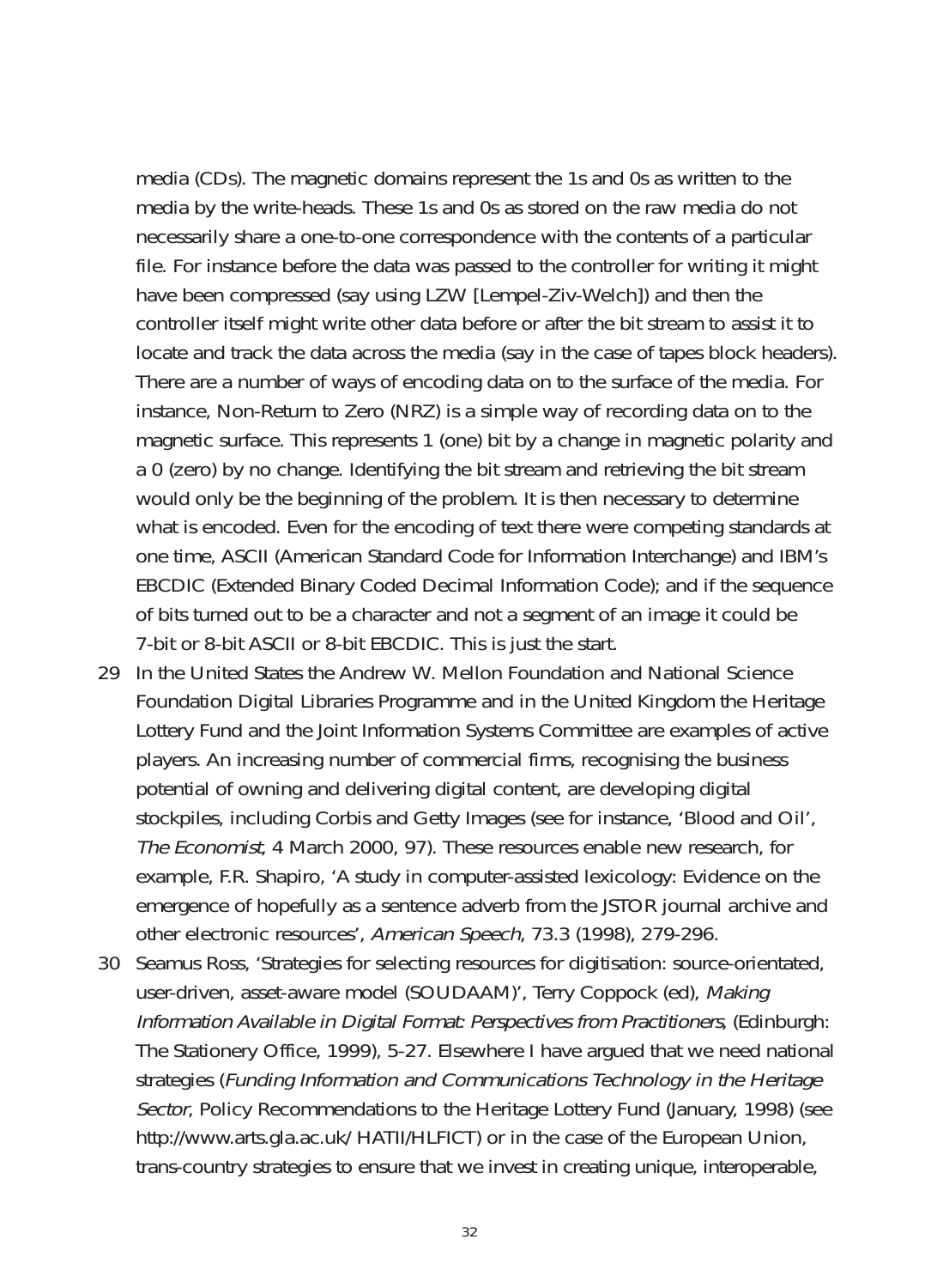media (CDs). The magnetic domains represent the 1s and 0s as written to the media by the write-heads. These 1s and 0s as stored on the raw media do not necessarily share a one-to-one correspondence with the contents of a particular file. For instance before the data was passed to the controller for writing it might have been compressed (say using LZW [Lempel-Ziv-Welch]) and then the controller itself might write other data before or after the bit stream to assist it to locate and track the data across the media (say in the case of tapes block headers). There are a number of ways of encoding data on to the surface of the media. For instance, Non-Return to Zero (NRZ) is a simple way of recording data on to the magnetic surface. This represents 1 (one) bit by a change in magnetic polarity and a 0 (zero) by no change. Identifying the bit stream and retrieving the bit stream would only be the beginning of the problem. It is then necessary to determine what is encoded. Even for the encoding of text there were competing standards at one time, ASCII (American Standard Code for Information Interchange) and IBM's EBCDIC (Extended Binary Coded Decimal Information Code); and if the sequence of bits turned out to be a character and not a segment of an image it could be 7-bit or 8-bit ASCII or 8-bit EBCDIC. This is just the start.

29 In the United States the Andrew W. Mellon Foundation and National Science Foundation Digital Libraries Programme and in the United Kingdom the Heritage Lottery Fund and the Joint Information Systems Committee are examples of active players. An increasing number of commercial firms, recognising the business potential of owning and delivering digital content, are developing digital stockpiles, including Corbis and Getty Images (see for instance, 'Blood and Oil', *The Economist*, 4 March 2000, 97). These resources enable new research, for example, F.R. Shapiro, 'A study in computer-assisted lexicology: Evidence on the emergence of hopefully as a sentence adverb from the JSTOR journal archive and other electronic resources', *American Speech*, 73.3 (1998), 279-296.

30 Seamus Ross, 'Strategies for selecting resources for digitisation: source-orientated, user-driven, asset-aware model (SOUDAAM)', Terry Coppock (ed), *Making Information Available in Digital Format: Perspectives from Practitioners*, (Edinburgh: The Stationery Office, 1999), 5-27. Elsewhere I have argued that we need national strategies (*Funding Information and Communications Technology in the Heritage Sector*, Policy Recommendations to the Heritage Lottery Fund (January, 1998) (see http://www.arts.gla.ac.uk/HATII/HLFICT) or in the case of the European Union, trans-country strategies to ensure that we invest in creating unique, interoperable,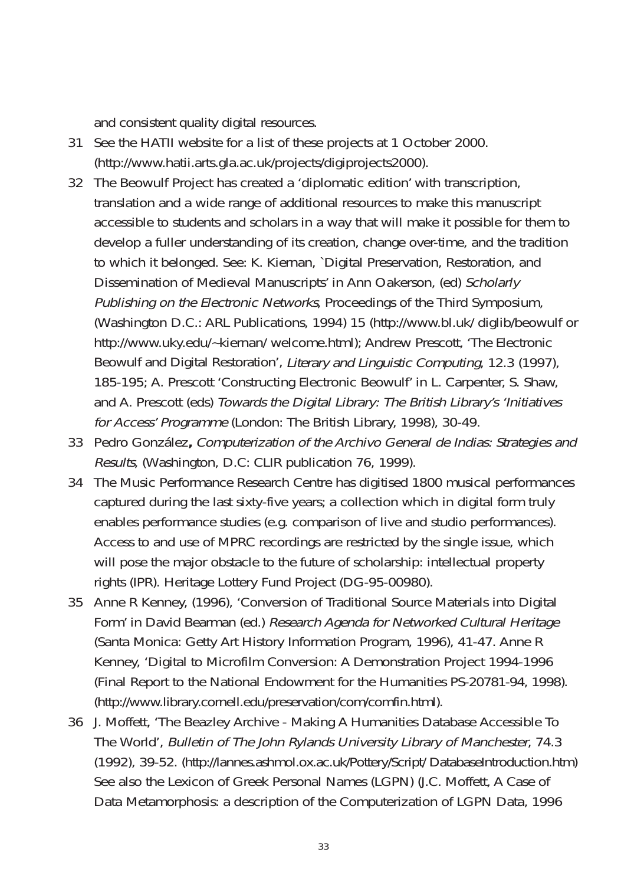and consistent quality digital resources.

31 See the HATII website for a list of these projects at 1 October 2000. (http://www.hatii.arts.gla.ac.uk/projects/digiprojects2000).

32 The Beowulf Project has created a 'diplomatic edition' with transcription, translation and a wide range of additional resources to make this manuscript accessible to students and scholars in a way that will make it possible for them to develop a fuller understanding of its creation, change over-time, and the tradition to which it belonged. See: K. Kiernan, `Digital Preservation, Restoration, and Dissemination of Medieval Manuscripts' in Ann Oakerson, (ed) *Scholarly Publishing on the Electronic Networks*, Proceedings of the Third Symposium, (Washington D.C.: ARL Publications, 1994) 15 (http://www.bl.uk/diglib/beowulf or http://www.uky.edu/~kiernan/welcome.html); Andrew Prescott, 'The Electronic Beowulf and Digital Restoration', *Literary and Linguistic Computing*, 12.3 (1997), 185-195; A. Prescott 'Constructing Electronic Beowulf' in L. Carpenter, S. Shaw, and A. Prescott (eds) *Towards the Digital Library: The British Library's 'Initiatives for Access' Programme* (London: The British Library, 1998), 30-49.

33 Pedro González**,** *Computerization of the Archivo General de Indias: Strategies and Results*, (Washington, D.C: CLIR publication 76, 1999).

34 The Music Performance Research Centre has digitised 1800 musical performances captured during the last sixty-five years; a collection which in digital form truly enables performance studies (e.g. comparison of live and studio performances). Access to and use of MPRC recordings are restricted by the single issue, which will pose the major obstacle to the future of scholarship: intellectual property rights (IPR). Heritage Lottery Fund Project (DG-95-00980).

35 Anne R Kenney, (1996), 'Conversion of Traditional Source Materials into Digital Form' in David Bearman (ed.) *Research Agenda for Networked Cultural Heritage* (Santa Monica: Getty Art History Information Program, 1996), 41-47. Anne R Kenney, 'Digital to Microfilm Conversion: A Demonstration Project 1994-1996 (Final Report to the National Endowment for the Humanities PS-20781-94, 1998). (http://www.library.cornell.edu/preservation/com/comfin.html).

36 J. Moffett, 'The Beazley Archive - Making A Humanities Database Accessible To The World', *Bulletin of The John Rylands University Library of Manchester*, 74.3 (1992), 39-52. (http://lannes.ashmol.ox.ac.uk/Pottery/Script/DatabaseIntroduction.htm) See also the Lexicon of Greek Personal Names (LGPN) (J.C. Moffett, A Case of Data Metamorphosis: a description of the Computerization of LGPN Data, 1996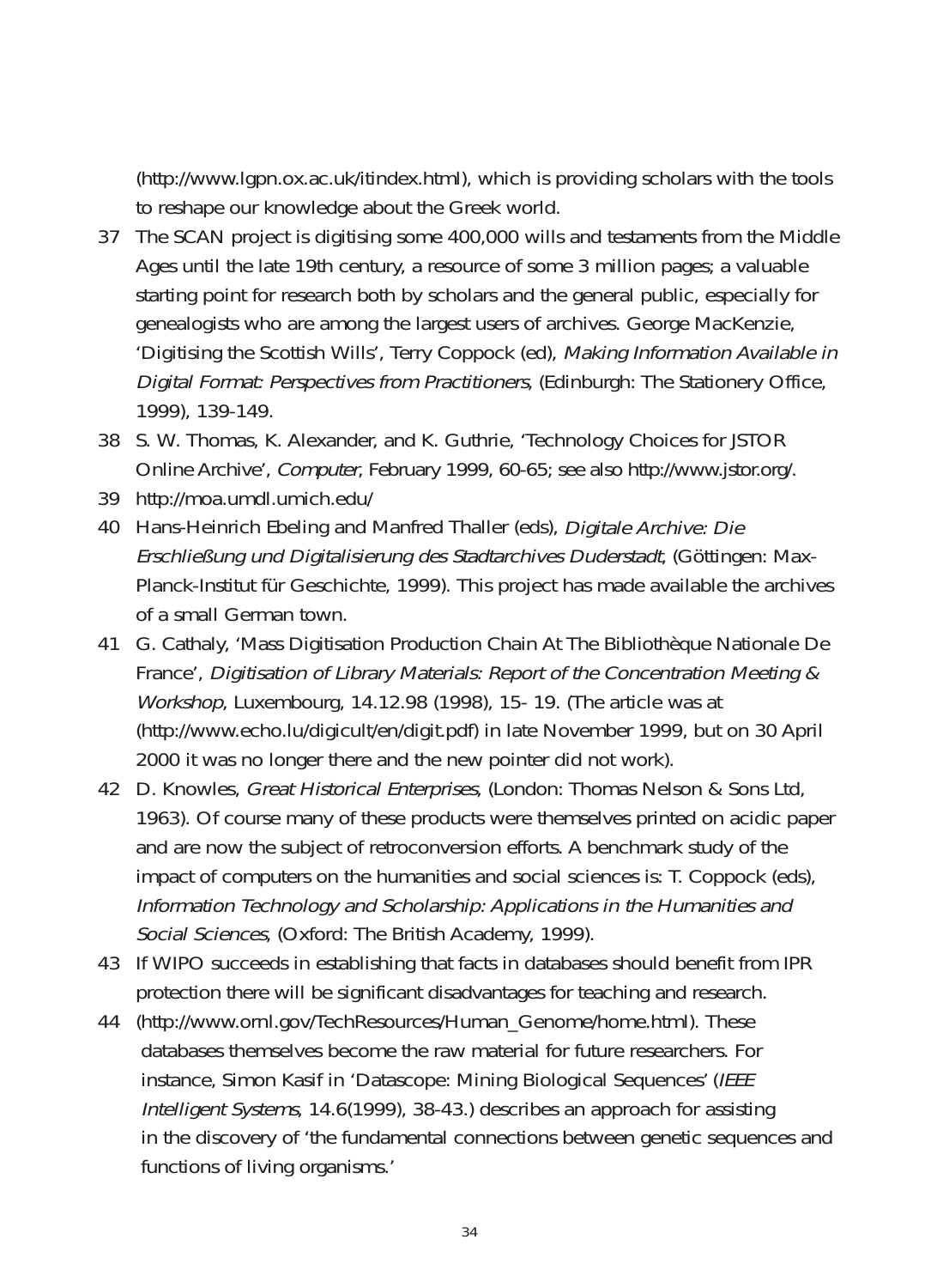(http://www.lgpn.ox.ac.uk/itindex.html), which is providing scholars with the tools to reshape our knowledge about the Greek world.

37 The SCAN project is digitising some 400,000 wills and testaments from the Middle Ages until the late 19th century, a resource of some 3 million pages; a valuable starting point for research both by scholars and the general public, especially for genealogists who are among the largest users of archives. George MacKenzie, 'Digitising the Scottish Wills', Terry Coppock (ed), *Making Information Available in Digital Format: Perspectives from Practitioners*, (Edinburgh: The Stationery Office, 1999), 139-149.

38 S. W. Thomas, K. Alexander, and K. Guthrie, 'Technology Choices for JSTOR Online Archive', *Computer*, February 1999, 60-65; see also http://www.jstor.org/.

39 http://moa.umdl.umich.edu/

40 Hans-Heinrich Ebeling and Manfred Thaller (eds), *Digitale Archive: Die Erschließung und Digitalisierung des Stadtarchives Duderstadt*, (Göttingen: Max-Planck-Institut für Geschichte, 1999). This project has made available the archives of a small German town.

41 G. Cathaly, 'Mass Digitisation Production Chain At The Bibliothèque Nationale De France', *Digitisation of Library Materials: Report of the Concentration Meeting & Workshop*, Luxembourg, 14.12.98 (1998), 15- 19. (The article was at (http://www.echo.lu/digicult/en/digit.pdf) in late November 1999, but on 30 April 2000 it was no longer there and the new pointer did not work).

42 D. Knowles, *Great Historical Enterprises*, (London: Thomas Nelson & Sons Ltd, 1963). Of course many of these products were themselves printed on acidic paper and are now the subject of retroconversion efforts. A benchmark study of the impact of computers on the humanities and social sciences is: T. Coppock (eds), *Information Technology and Scholarship: Applications in the Humanities and Social Sciences*, (Oxford: The British Academy, 1999).

43 If WIPO succeeds in establishing that facts in databases should benefit from IPR protection there will be significant disadvantages for teaching and research.

44 (http://www.ornl.gov/TechResources/Human_Genome/home.html). These databases themselves become the raw material for future researchers. For instance, Simon Kasif in 'Datascope: Mining Biological Sequences' (*IEEE Intelligent Systems*, 14.6(1999), 38-43.) describes an approach for assisting in the discovery of 'the fundamental connections between genetic sequences and functions of living organisms.'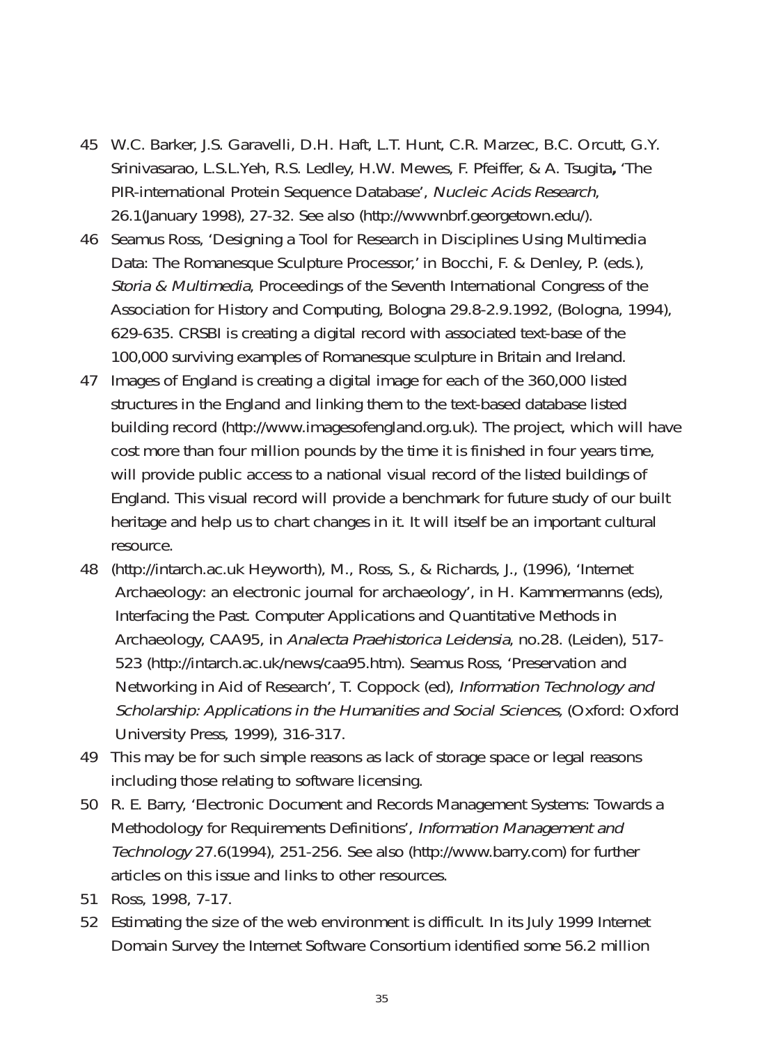45 W.C. Barker, J.S. Garavelli, D.H. Haft, L.T. Hunt, C.R. Marzec, B.C. Orcutt, G.Y. Srinivasarao, L.S.L.Yeh, R.S. Ledley, H.W. Mewes, F. Pfeiffer, & A. Tsugita**,** 'The PIR-international Protein Sequence Database', *Nucleic Acids Research*, 26.1(January 1998), 27-32. See also (http://wwwnbrf.georgetown.edu/).

46 Seamus Ross, 'Designing a Tool for Research in Disciplines Using Multimedia Data: The Romanesque Sculpture Processor,' in Bocchi, F. & Denley, P. (eds.), *Storia & Multimedia*, Proceedings of the Seventh International Congress of the Association for History and Computing, Bologna 29.8-2.9.1992, (Bologna, 1994), 629-635. CRSBI is creating a digital record with associated text-base of the 100,000 surviving examples of Romanesque sculpture in Britain and Ireland.

47 Images of England is creating a digital image for each of the 360,000 listed structures in the England and linking them to the text-based database listed building record (http://www.imagesofengland.org.uk). The project, which will have cost more than four million pounds by the time it is finished in four years time, will provide public access to a national visual record of the listed buildings of England. This visual record will provide a benchmark for future study of our built heritage and help us to chart changes in it. It will itself be an important cultural resource.

48 (http://intarch.ac.uk Heyworth), M., Ross, S., & Richards, J., (1996), 'Internet Archaeology: an electronic journal for archaeology', in H. Kammermanns (eds), Interfacing the Past. Computer Applications and Quantitative Methods in Archaeology, CAA95, in *Analecta Praehistorica Leidensia*, no.28. (Leiden), 517-523 (http://intarch.ac.uk/news/caa95.htm). Seamus Ross, 'Preservation and Networking in Aid of Research', T. Coppock (ed), *Information Technology and Scholarship: Applications in the Humanities and Social Sciences,* (Oxford: Oxford University Press, 1999), 316-317.

49 This may be for such simple reasons as lack of storage space or legal reasons including those relating to software licensing.

50 R. E. Barry, 'Electronic Document and Records Management Systems: Towards a Methodology for Requirements Definitions', *Information Management and Technology* 27.6(1994), 251-256. See also (http://www.barry.com) for further articles on this issue and links to other resources.

51 Ross, 1998, 7-17.

52 Estimating the size of the web environment is difficult. In its July 1999 Internet Domain Survey the Internet Software Consortium identified some 56.2 million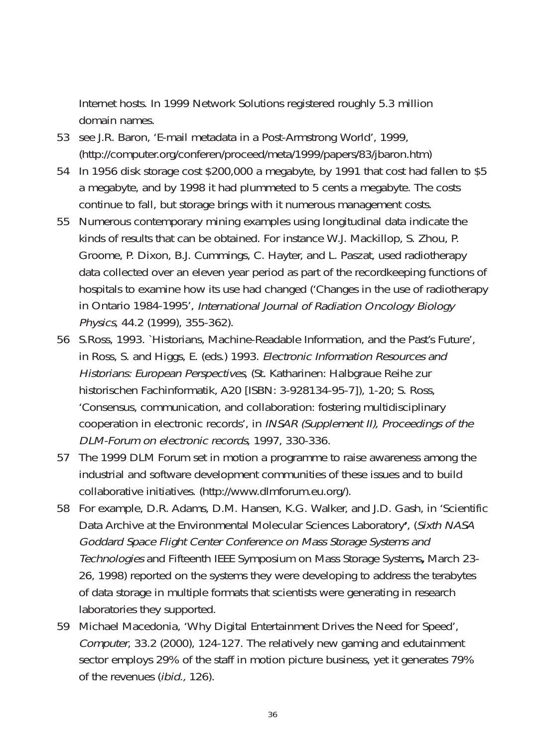Internet hosts. In 1999 Network Solutions registered roughly 5.3 million domain names.

53 see J.R. Baron, 'E-mail metadata in a Post-Armstrong World', 1999, (http://computer.org/conferen/proceed/meta/1999/papers/83/jbaron.htm)

54 In 1956 disk storage cost $200,000 a megabyte, by 1991 that cost had fallen to $5 a megabyte, and by 1998 it had plummeted to 5 cents a megabyte. The costs continue to fall, but storage brings with it numerous management costs.

55 Numerous contemporary mining examples using longitudinal data indicate the kinds of results that can be obtained. For instance W.J. Mackillop, S. Zhou, P. Groome, P. Dixon, B.J. Cummings, C. Hayter, and L. Paszat, used radiotherapy data collected over an eleven year period as part of the recordkeeping functions of hospitals to examine how its use had changed ('Changes in the use of radiotherapy in Ontario 1984-1995', *International Journal of Radiation Oncology Biology Physics*, 44.2 (1999), 355-362).

56 S.Ross, 1993. `Historians, Machine-Readable Information, and the Past's Future', in Ross, S. and Higgs, E. (eds.) 1993. *Electronic Information Resources and Historians: European Perspectives*, (St. Katharinen: Halbgraue Reihe zur historischen Fachinformatik, A20 [ISBN: 3-928134-95-7]), 1-20; S. Ross, 'Consensus, communication, and collaboration: fostering multidisciplinary cooperation in electronic records', in *INSAR (Supplement II), Proceedings of the DLM-Forum on electronic records*, 1997, 330-336.

57 The 1999 DLM Forum set in motion a programme to raise awareness among the industrial and software development communities of these issues and to build collaborative initiatives. (http://www.dlmforum.eu.org/).

58 For example, D.R. Adams, D.M. Hansen, K.G. Walker, and J.D. Gash, in 'Scientific Data Archive at the Environmental Molecular Sciences Laboratory**'**, (*Sixth NASA Goddard Space Flight Center Conference on Mass Storage Systems and Technologies* and Fifteenth IEEE Symposium on Mass Storage Systems**,** March 23-26, 1998) reported on the systems they were developing to address the terabytes of data storage in multiple formats that scientists were generating in research laboratories they supported.

59 Michael Macedonia, 'Why Digital Entertainment Drives the Need for Speed', *Computer*, 33.2 (2000), 124-127. The relatively new gaming and edutainment sector employs 29% of the staff in motion picture business, yet it generates 79% of the revenues (*ibid.,* 126).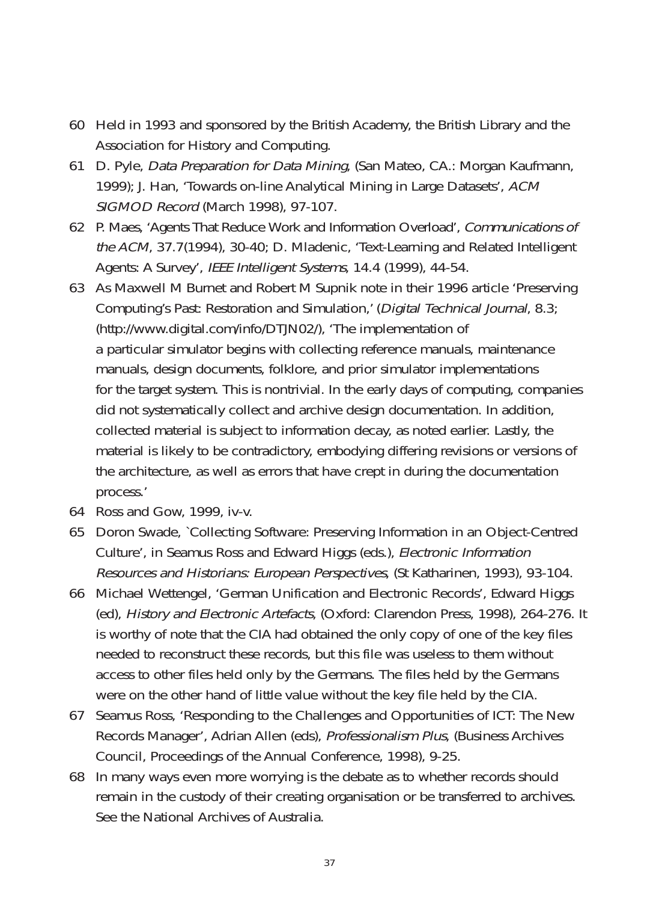60 Held in 1993 and sponsored by the British Academy, the British Library and the Association for History and Computing.

61 D. Pyle, *Data Preparation for Data Mining*, (San Mateo, CA.: Morgan Kaufmann, 1999); J. Han, 'Towards on-line Analytical Mining in Large Datasets', *ACM SIGMOD Record* (March 1998), 97-107.

62 P. Maes, 'Agents That Reduce Work and Information Overload', *Communications of the ACM*, 37.7(1994), 30-40; D. Mladenic, 'Text-Learning and Related Intelligent Agents: A Survey', *IEEE Intelligent Systems*, 14.4 (1999), 44-54.

63 As Maxwell M Burnet and Robert M Supnik note in their 1996 article 'Preserving Computing's Past: Restoration and Simulation,' (*Digital Technical Journal*, 8.3; (http://www.digital.com/info/DTJN02/), 'The implementation of a particular simulator begins with collecting reference manuals, maintenance manuals, design documents, folklore, and prior simulator implementations for the target system. This is nontrivial. In the early days of computing, companies did not systematically collect and archive design documentation. In addition, collected material is subject to information decay, as noted earlier. Lastly, the material is likely to be contradictory, embodying differing revisions or versions of the architecture, as well as errors that have crept in during the documentation process.'

64 Ross and Gow, 1999, iv-v.

65 Doron Swade, `Collecting Software: Preserving Information in an Object-Centred Culture', in Seamus Ross and Edward Higgs (eds.), *Electronic Information Resources and Historians: European Perspectives*, (St Katharinen, 1993), 93-104.

66 Michael Wettengel, 'German Unification and Electronic Records', Edward Higgs (ed), *History and Electronic Artefacts*, (Oxford: Clarendon Press, 1998), 264-276. It is worthy of note that the CIA had obtained the only copy of one of the key files needed to reconstruct these records, but this file was useless to them without access to other files held only by the Germans. The files held by the Germans were on the other hand of little value without the key file held by the CIA.

67 Seamus Ross, 'Responding to the Challenges and Opportunities of ICT: The New Records Manager', Adrian Allen (eds), *Professionalism Plus*, (Business Archives Council, Proceedings of the Annual Conference, 1998), 9-25.

68 In many ways even more worrying is the debate as to whether records should remain in the custody of their creating organisation or be transferred to archives. See the National Archives of Australia.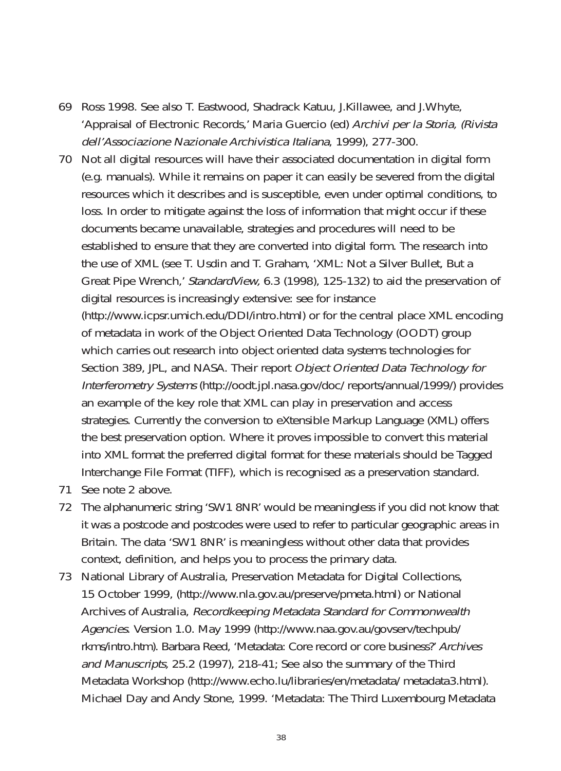69 Ross 1998. See also T. Eastwood, Shadrack Katuu, J.Killawee, and J.Whyte, 'Appraisal of Electronic Records,' Maria Guercio (ed) *Archivi per la Storia, (Rivista dell'Associazione Nazionale Archivistica Italiana*, 1999), 277-300.

70 Not all digital resources will have their associated documentation in digital form (e.g. manuals). While it remains on paper it can easily be severed from the digital resources which it describes and is susceptible, even under optimal conditions, to loss. In order to mitigate against the loss of information that might occur if these documents became unavailable, strategies and procedures will need to be established to ensure that they are converted into digital form. The research into the use of XML (see T. Usdin and T. Graham, 'XML: Not a Silver Bullet, But a Great Pipe Wrench,' *StandardView*, 6.3 (1998), 125-132) to aid the preservation of digital resources is increasingly extensive: see for instance (http://www.icpsr.umich.edu/DDI/intro.html) or for the central place XML encoding of metadata in work of the Object Oriented Data Technology (OODT) group which carries out research into object oriented data systems technologies for Section 389, JPL, and NASA. Their report *Object Oriented Data Technology for Interferometry Systems* (http://oodt.jpl.nasa.gov/doc/ reports/annual/1999/) provides an example of the key role that XML can play in preservation and access strategies. Currently the conversion to eXtensible Markup Language (XML) offers the best preservation option. Where it proves impossible to convert this material into XML format the preferred digital format for these materials should be Tagged Interchange File Format (TIFF), which is recognised as a preservation standard.

71 See note 2 above.

72 The alphanumeric string 'SW1 8NR' would be meaningless if you did not know that it was a postcode and postcodes were used to refer to particular geographic areas in Britain. The data 'SW1 8NR' is meaningless without other data that provides context, definition, and helps you to process the primary data.

73 National Library of Australia, Preservation Metadata for Digital Collections, 15 October 1999, (http://www.nla.gov.au/preserve/pmeta.html) or National Archives of Australia, *Recordkeeping Metadata Standard for Commonwealth Agencies*. Version 1.0. May 1999 (http://www.naa.gov.au/govserv/techpub/ rkms/intro.htm). Barbara Reed, 'Metadata: Core record or core business?' *Archives and Manuscripts*, 25.2 (1997), 218-41; See also the summary of the Third Metadata Workshop (http://www.echo.lu/libraries/en/metadata/ metadata3.html). Michael Day and Andy Stone, 1999. 'Metadata: The Third Luxembourg Metadata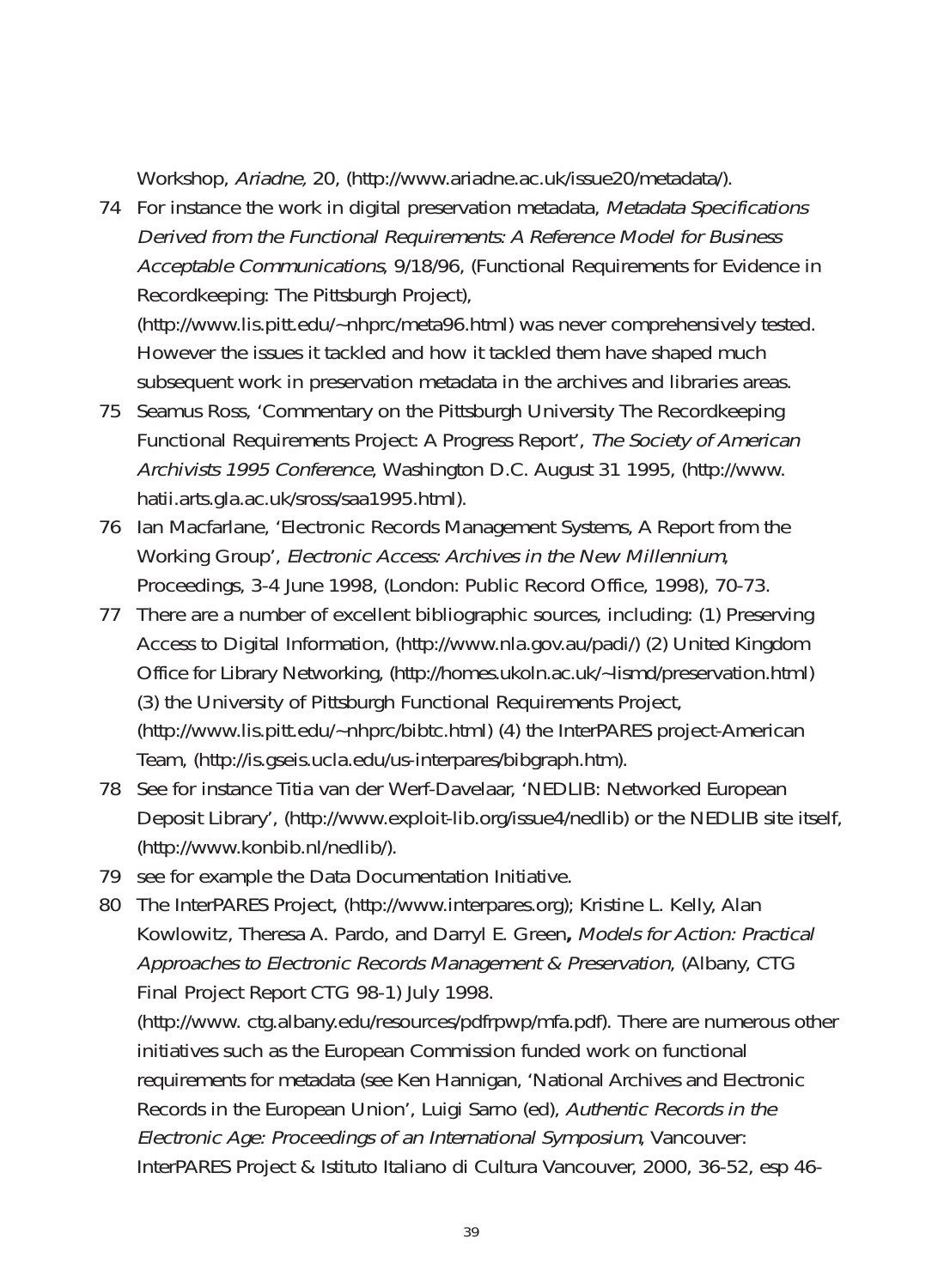Workshop, *Ariadne*, 20, (http://www.ariadne.ac.uk/issue20/metadata/).

74 For instance the work in digital preservation metadata, *Metadata Specifications Derived from the Functional Requirements: A Reference Model for Business Acceptable Communications*, 9/18/96, (Functional Requirements for Evidence in Recordkeeping: The Pittsburgh Project), (http://www.lis.pitt.edu/~nhprc/meta96.html) was never comprehensively tested. However the issues it tackled and how it tackled them have shaped much subsequent work in preservation metadata in the archives and libraries areas.

75 Seamus Ross, 'Commentary on the Pittsburgh University The Recordkeeping Functional Requirements Project: A Progress Report', *The Society of American Archivists 1995 Conference*, Washington D.C. August 31 1995, (http://www.hatii.arts.gla.ac.uk/sross/saa1995.html).

76 Ian Macfarlane, 'Electronic Records Management Systems, A Report from the Working Group', *Electronic Access: Archives in the New Millennium*, Proceedings, 3-4 June 1998, (London: Public Record Office, 1998), 70-73.

77 There are a number of excellent bibliographic sources, including: (1) Preserving Access to Digital Information, (http://www.nla.gov.au/padi/) (2) United Kingdom Office for Library Networking, (http://homes.ukoln.ac.uk/~lismd/preservation.html) (3) the University of Pittsburgh Functional Requirements Project, (http://www.lis.pitt.edu/~nhprc/bibtc.html) (4) the InterPARES project-American Team, (http://is.gseis.ucla.edu/us-interpares/bibgraph.htm).

78 See for instance Titia van der Werf-Davelaar, 'NEDLIB: Networked European Deposit Library', (http://www.exploit-lib.org/issue4/nedlib) or the NEDLIB site itself, (http://www.konbib.nl/nedlib/).

79 see for example the Data Documentation Initiative.

80 The InterPARES Project, (http://www.interpares.org); Kristine L. Kelly, Alan Kowlowitz, Theresa A. Pardo, and Darryl E. Green**,** *Models for Action: Practical Approaches to Electronic Records Management & Preservation*, (Albany, CTG Final Project Report CTG 98-1) July 1998. (http://www. ctg.albany.edu/resources/pdfrpwp/mfa.pdf). There are numerous other initiatives such as the European Commission funded work on functional requirements for metadata (see Ken Hannigan, 'National Archives and Electronic Records in the European Union', Luigi Sarno (ed), *Authentic Records in the Electronic Age: Proceedings of an International Symposium*, Vancouver: InterPARES Project & Istituto Italiano di Cultura Vancouver, 2000, 36-52, esp 46-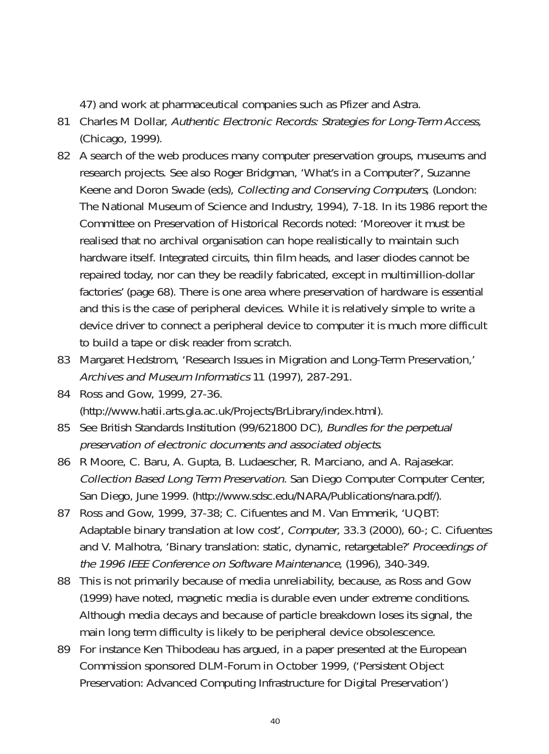47) and work at pharmaceutical companies such as Pfizer and Astra.

81 Charles M Dollar, *Authentic Electronic Records: Strategies for Long-Term Access,* (Chicago, 1999).

82 A search of the web produces many computer preservation groups, museums and research projects. See also Roger Bridgman, 'What's in a Computer?', Suzanne Keene and Doron Swade (eds), *Collecting and Conserving Computers*, (London: The National Museum of Science and Industry, 1994), 7-18. In its 1986 report the Committee on Preservation of Historical Records noted: 'Moreover it must be realised that no archival organisation can hope realistically to maintain such hardware itself. Integrated circuits, thin film heads, and laser diodes cannot be repaired today, nor can they be readily fabricated, except in multimillion-dollar factories' (page 68). There is one area where preservation of hardware is essential and this is the case of peripheral devices. While it is relatively simple to write a device driver to connect a peripheral device to computer it is much more difficult to build a tape or disk reader from scratch.

83 Margaret Hedstrom, 'Research Issues in Migration and Long-Term Preservation,' *Archives and Museum Informatics* 11 (1997), 287-291.

84 Ross and Gow, 1999, 27-36. (http://www.hatii.arts.gla.ac.uk/Projects/BrLibrary/index.html).

85 See British Standards Institution (99/621800 DC), *Bundles for the perpetual preservation of electronic documents and associated objects*.

86 R Moore, C. Baru, A. Gupta, B. Ludaescher, R. Marciano, and A. Rajasekar. *Collection Based Long Term Preservation.* San Diego Computer Computer Center, San Diego, June 1999. (http://www.sdsc.edu/NARA/Publications/nara.pdf/).

87 Ross and Gow, 1999, 37-38; C. Cifuentes and M. Van Emmerik, 'UQBT: Adaptable binary translation at low cost', *Computer*, 33.3 (2000), 60-; C. Cifuentes and V. Malhotra, 'Binary translation: static, dynamic, retargetable?' *Proceedings of the 1996 IEEE Conference on Software Maintenance*, (1996), 340-349.

88 This is not primarily because of media unreliability, because, as Ross and Gow (1999) have noted, magnetic media is durable even under extreme conditions. Although media decays and because of particle breakdown loses its signal, the main long term difficulty is likely to be peripheral device obsolescence.

89 For instance Ken Thibodeau has argued, in a paper presented at the European Commission sponsored DLM-Forum in October 1999, ('Persistent Object Preservation: Advanced Computing Infrastructure for Digital Preservation')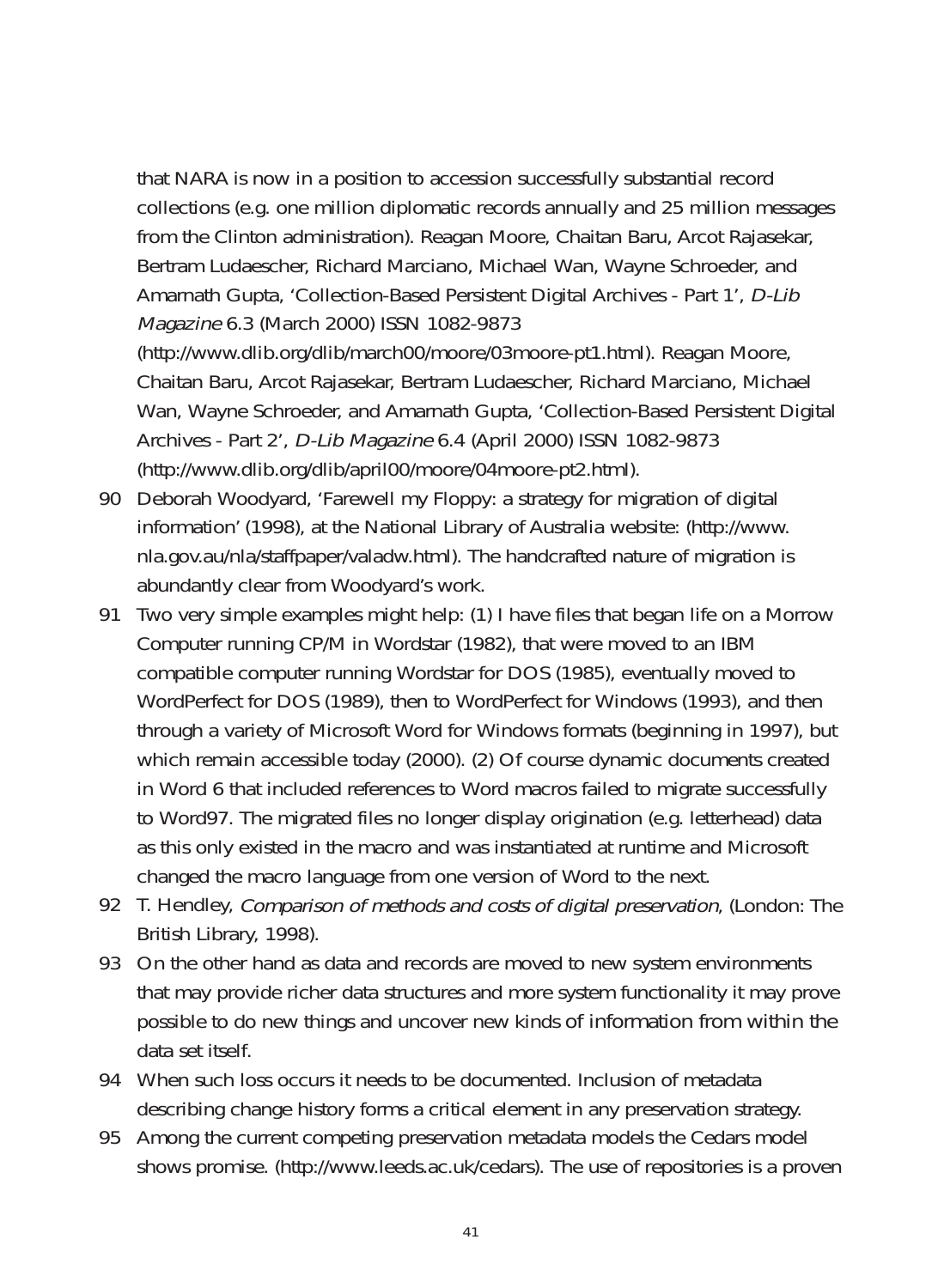that NARA is now in a position to accession successfully substantial record collections (e.g. one million diplomatic records annually and 25 million messages from the Clinton administration). Reagan Moore, Chaitan Baru, Arcot Rajasekar, Bertram Ludaescher, Richard Marciano, Michael Wan, Wayne Schroeder, and Amarnath Gupta, 'Collection-Based Persistent Digital Archives - Part 1', *D-Lib Magazine* 6.3 (March 2000) ISSN 1082-9873 (http://www.dlib.org/dlib/march00/moore/03moore-pt1.html). Reagan Moore, Chaitan Baru, Arcot Rajasekar, Bertram Ludaescher, Richard Marciano, Michael Wan, Wayne Schroeder, and Amarnath Gupta, 'Collection-Based Persistent Digital Archives - Part 2', *D-Lib Magazine* 6.4 (April 2000) ISSN 1082-9873 (http://www.dlib.org/dlib/april00/moore/04moore-pt2.html).

90 Deborah Woodyard, 'Farewell my Floppy: a strategy for migration of digital information' (1998), at the National Library of Australia website: (http://www.nla.gov.au/nla/staffpaper/valadw.html). The handcrafted nature of migration is abundantly clear from Woodyard's work.

91 Two very simple examples might help: (1) I have files that began life on a Morrow Computer running CP/M in Wordstar (1982), that were moved to an IBM compatible computer running Wordstar for DOS (1985), eventually moved to WordPerfect for DOS (1989), then to WordPerfect for Windows (1993), and then through a variety of Microsoft Word for Windows formats (beginning in 1997), but which remain accessible today (2000). (2) Of course dynamic documents created in Word 6 that included references to Word macros failed to migrate successfully to Word97. The migrated files no longer display origination (e.g. letterhead) data as this only existed in the macro and was instantiated at runtime and Microsoft changed the macro language from one version of Word to the next.

92 T. Hendley, *Comparison of methods and costs of digital preservation*, (London: The British Library, 1998).

93 On the other hand as data and records are moved to new system environments that may provide richer data structures and more system functionality it may prove possible to do new things and uncover new kinds of information from within the data set itself.

94 When such loss occurs it needs to be documented. Inclusion of metadata describing change history forms a critical element in any preservation strategy.

95 Among the current competing preservation metadata models the Cedars model shows promise. (http://www.leeds.ac.uk/cedars). The use of repositories is a proven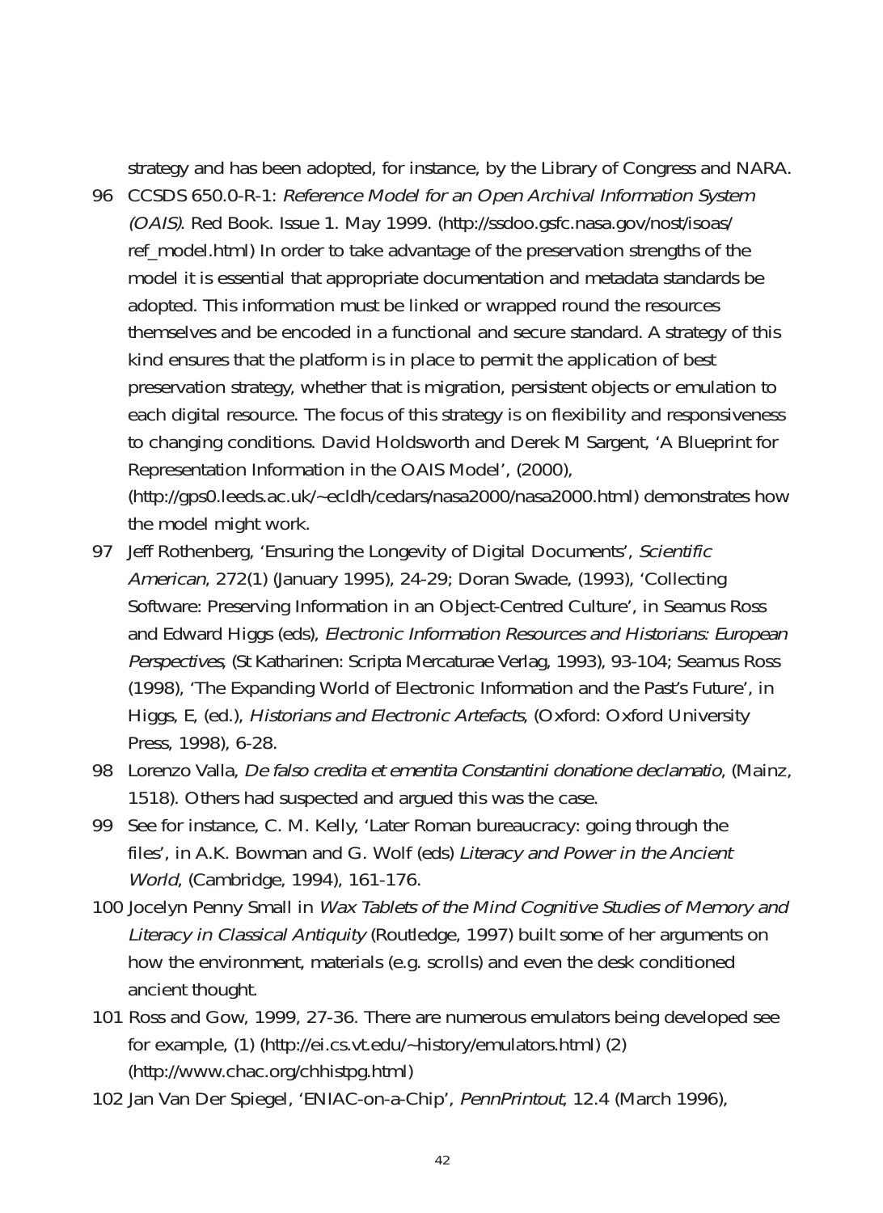strategy and has been adopted, for instance, by the Library of Congress and NARA.

96 CCSDS 650.0-R-1: *Reference Model for an Open Archival Information System (OAIS)*. Red Book. Issue 1. May 1999. (http://ssdoo.gsfc.nasa.gov/nost/isoas/ref_model.html) In order to take advantage of the preservation strengths of the model it is essential that appropriate documentation and metadata standards be adopted. This information must be linked or wrapped round the resources themselves and be encoded in a functional and secure standard. A strategy of this kind ensures that the platform is in place to permit the application of best preservation strategy, whether that is migration, persistent objects or emulation to each digital resource. The focus of this strategy is on flexibility and responsiveness to changing conditions. David Holdsworth and Derek M Sargent, 'A Blueprint for Representation Information in the OAIS Model', (2000), (http://gps0.leeds.ac.uk/~ecldh/cedars/nasa2000/nasa2000.html) demonstrates how the model might work.

97 Jeff Rothenberg, 'Ensuring the Longevity of Digital Documents', *Scientific American*, 272(1) (January 1995), 24-29; Doran Swade, (1993), 'Collecting Software: Preserving Information in an Object-Centred Culture', in Seamus Ross and Edward Higgs (eds), *Electronic Information Resources and Historians: European Perspectives*, (St Katharinen: Scripta Mercaturae Verlag, 1993), 93-104; Seamus Ross (1998), 'The Expanding World of Electronic Information and the Past's Future', in Higgs, E, (ed.), *Historians and Electronic Artefacts*, (Oxford: Oxford University Press, 1998), 6-28.

98 Lorenzo Valla, *De falso credita et ementita Constantini donatione declamatio*, (Mainz, 1518). Others had suspected and argued this was the case.

99 See for instance, C. M. Kelly, 'Later Roman bureaucracy: going through the files', in A.K. Bowman and G. Wolf (eds) *Literacy and Power in the Ancient World*, (Cambridge, 1994), 161-176.

100 Jocelyn Penny Small in *Wax Tablets of the Mind Cognitive Studies of Memory and Literacy in Classical Antiquity* (Routledge, 1997) built some of her arguments on how the environment, materials (e.g. scrolls) and even the desk conditioned ancient thought.

101 Ross and Gow, 1999, 27-36. There are numerous emulators being developed see for example, (1) (http://ei.cs.vt.edu/~history/emulators.html) (2) (http://www.chac.org/chhistpg.html)

102 Jan Van Der Spiegel, 'ENIAC-on-a-Chip', *PennPrintout*, 12.4 (March 1996),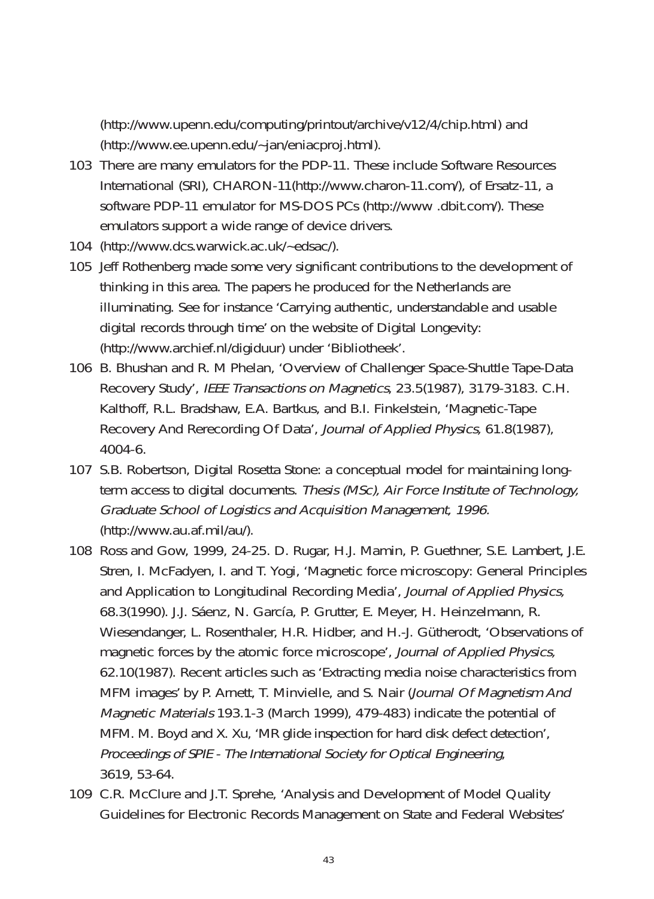(http://www.upenn.edu/computing/printout/archive/v12/4/chip.html) and (http://www.ee.upenn.edu/~jan/eniacproj.html).

103 There are many emulators for the PDP-11. These include Software Resources International (SRI), CHARON-11(http://www.charon-11.com/), of Ersatz-11, a software PDP-11 emulator for MS-DOS PCs (http://www .dbit.com/). These emulators support a wide range of device drivers.

104 (http://www.dcs.warwick.ac.uk/~edsac/).

105 Jeff Rothenberg made some very significant contributions to the development of thinking in this area. The papers he produced for the Netherlands are illuminating. See for instance 'Carrying authentic, understandable and usable digital records through time' on the website of Digital Longevity: (http://www.archief.nl/digiduur) under 'Bibliotheek'.

106 B. Bhushan and R. M Phelan, 'Overview of Challenger Space-Shuttle Tape-Data Recovery Study', *IEEE Transactions on Magnetics*, 23.5(1987), 3179-3183. C.H. Kalthoff, R.L. Bradshaw, E.A. Bartkus, and B.I. Finkelstein, 'Magnetic-Tape Recovery And Rerecording Of Data', *Journal of Applied Physics,* 61.8(1987), 4004-6.

107 S.B. Robertson, Digital Rosetta Stone: a conceptual model for maintaining long-term access to digital documents. *Thesis (MSc), Air Force Institute of Technology, Graduate School of Logistics and Acquisition Management, 1996.* (http://www.au.af.mil/au/).

108 Ross and Gow, 1999, 24-25. D. Rugar, H.J. Mamin, P. Guethner, S.E. Lambert, J.E. Stren, I. McFadyen, I. and T. Yogi, 'Magnetic force microscopy: General Principles and Application to Longitudinal Recording Media', *Journal of Applied Physics,* 68.3(1990). J.J. Sáenz, N. García, P. Grutter, E. Meyer, H. Heinzelmann, R. Wiesendanger, L. Rosenthaler, H.R. Hidber, and H.-J. Gütherodt, 'Observations of magnetic forces by the atomic force microscope', *Journal of Applied Physics,* 62.10(1987). Recent articles such as 'Extracting media noise characteristics from MFM images' by P. Arnett, T. Minvielle, and S. Nair (*Journal Of Magnetism And Magnetic Materials* 193.1-3 (March 1999), 479-483) indicate the potential of MFM. M. Boyd and X. Xu, 'MR glide inspection for hard disk defect detection', *Proceedings of SPIE - The International Society for Optical Engineering*, 3619, 53-64.

109 C.R. McClure and J.T. Sprehe, 'Analysis and Development of Model Quality Guidelines for Electronic Records Management on State and Federal Websites'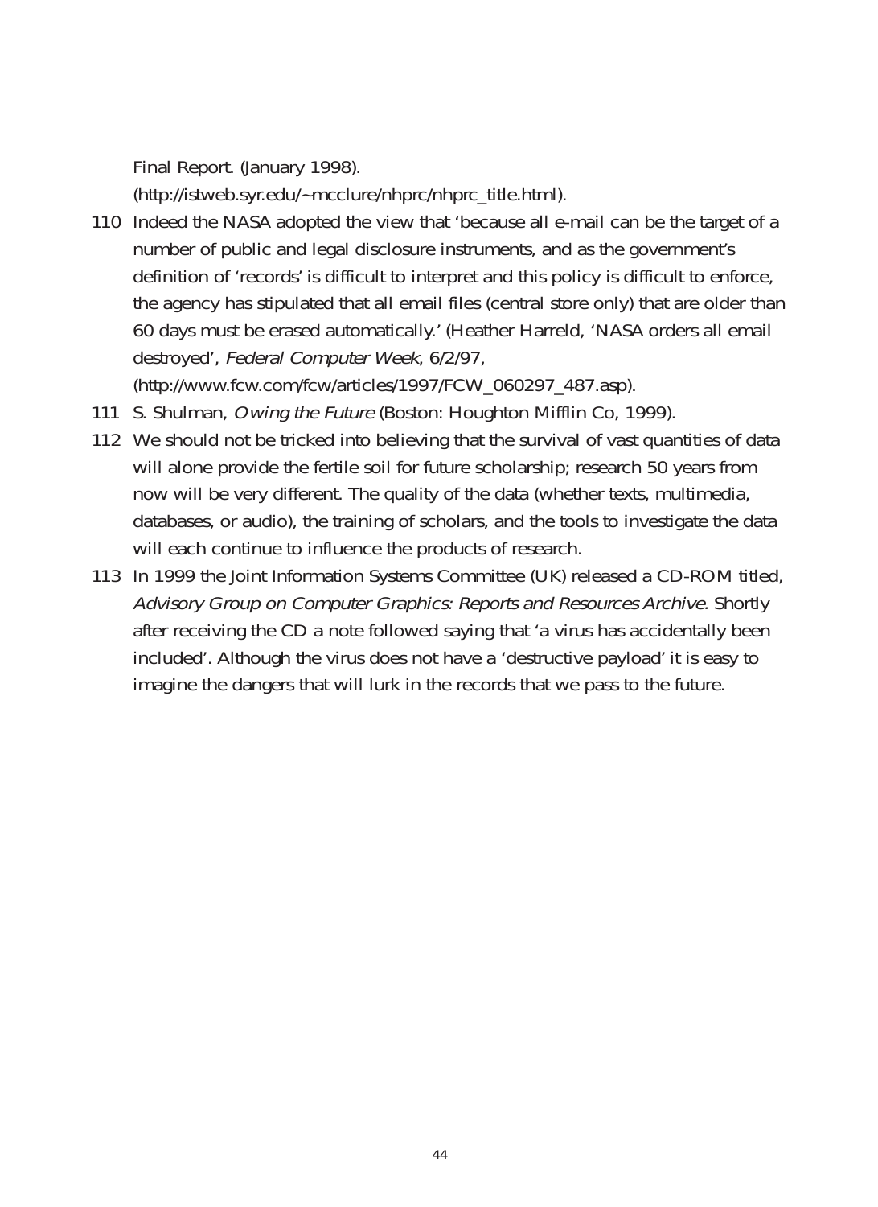Final Report. (January 1998).
(http://istweb.syr.edu/~mcclure/nhprc/nhprc_title.html).

110 Indeed the NASA adopted the view that 'because all e-mail can be the target of a number of public and legal disclosure instruments, and as the government's definition of 'records' is difficult to interpret and this policy is difficult to enforce, the agency has stipulated that all email files (central store only) that are older than 60 days must be erased automatically.' (Heather Harreld, 'NASA orders all email destroyed', *Federal Computer Week*, 6/2/97, (http://www.fcw.com/fcw/articles/1997/FCW_060297_487.asp).

111 S. Shulman, *Owing the Future* (Boston: Houghton Mifflin Co, 1999).

112 We should not be tricked into believing that the survival of vast quantities of data will alone provide the fertile soil for future scholarship; research 50 years from now will be very different. The quality of the data (whether texts, multimedia, databases, or audio), the training of scholars, and the tools to investigate the data will each continue to influence the products of research.

113 In 1999 the Joint Information Systems Committee (UK) released a CD-ROM titled, *Advisory Group on Computer Graphics: Reports and Resources Archive*. Shortly after receiving the CD a note followed saying that 'a virus has accidentally been included'. Although the virus does not have a 'destructive payload' it is easy to imagine the dangers that will lurk in the records that we pass to the future.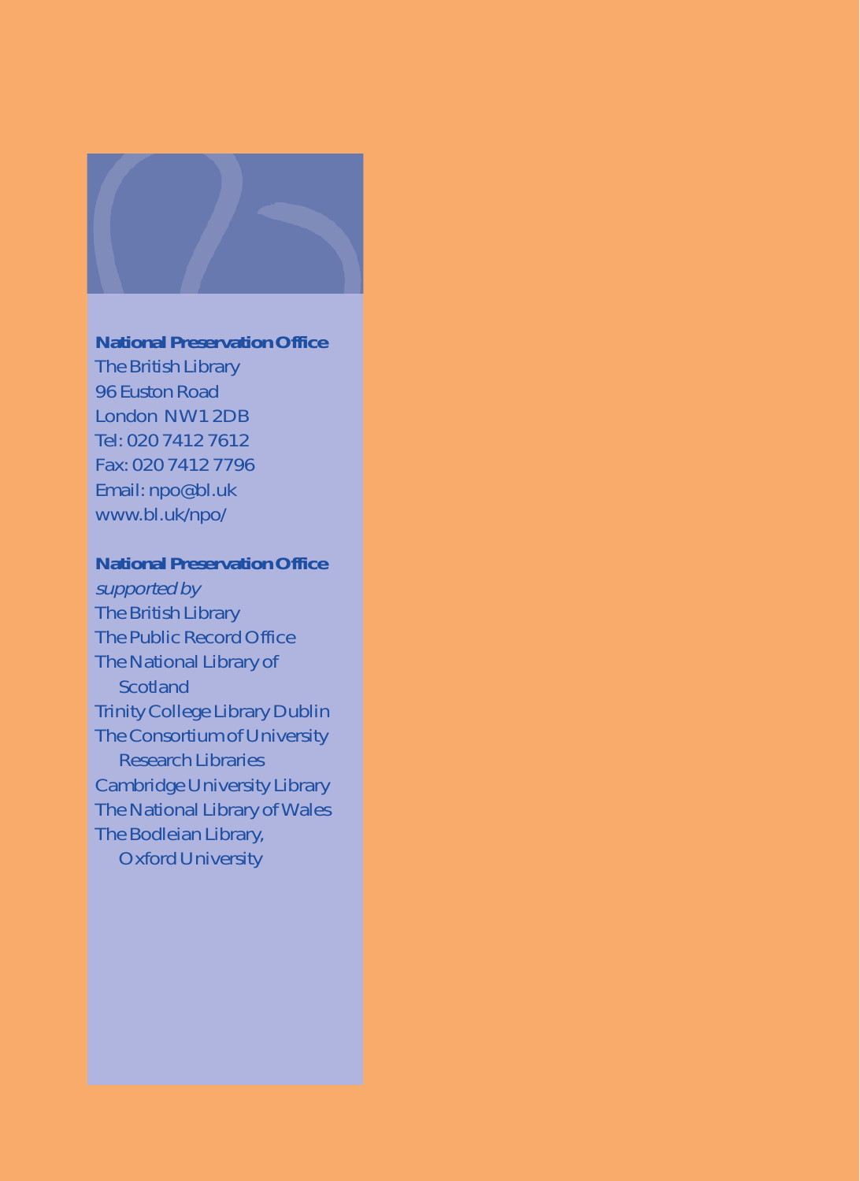**National Preservation Office**
The British Library
96 Euston Road
London NW1 2DB
Tel: 020 7412 7612
Fax: 020 7412 7796
Email: npo@bl.uk
www.bl.uk/npo/

**National Preservation Office**
*supported by*
The British Library
The Public Record Office
The National Library of Scotland
Trinity College Library Dublin
The Consortium of University Research Libraries
Cambridge University Library
The National Library of Wales
The Bodleian Library, Oxford University